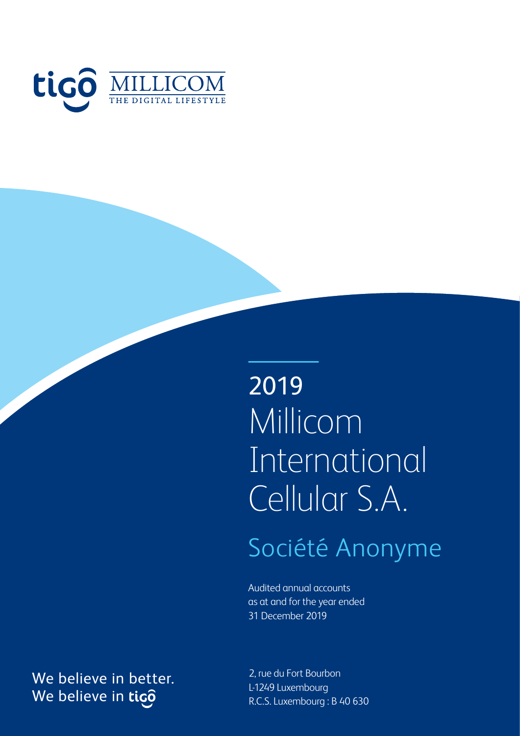tigo MILLICOM THE DIGITAL LIFESTYLE

# 2019 Millicom International Cellular S.A.

## Société Anonyme

Audited annual accounts
as at and for the year ended
31 December 2019

We believe in better.
We believe in tigo

2, rue du Fort Bourbon
L-1249 Luxembourg
R.C.S. Luxembourg : B 40 630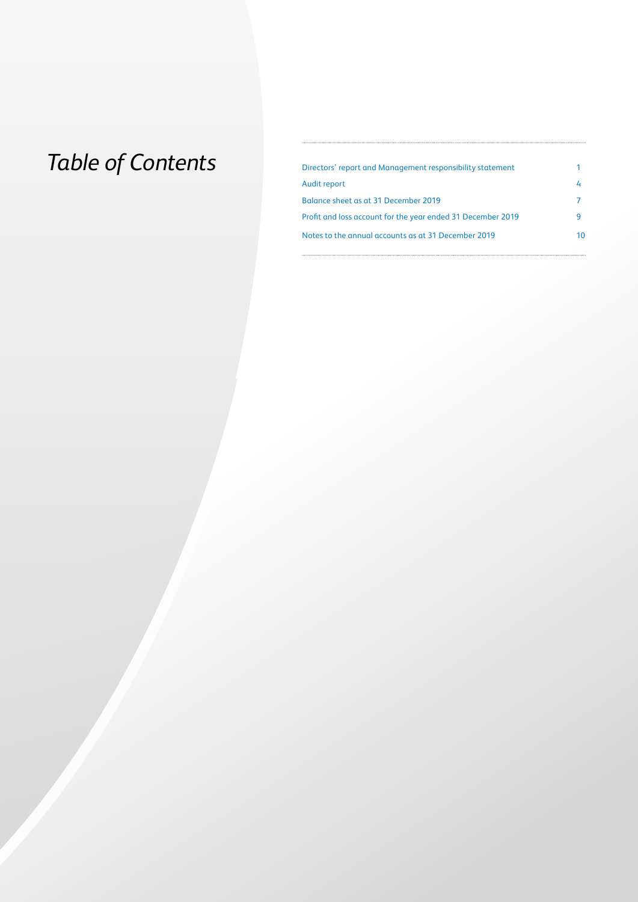# *Table of Contents*

| | |
|---|---|
| Directors' report and Management responsibility statement | 1 |
| Audit report | 4 |
| Balance sheet as at 31 December 2019 | 7 |
| Profit and loss account for the year ended 31 December 2019 | 9 |
| Notes to the annual accounts as at 31 December 2019 | 10 |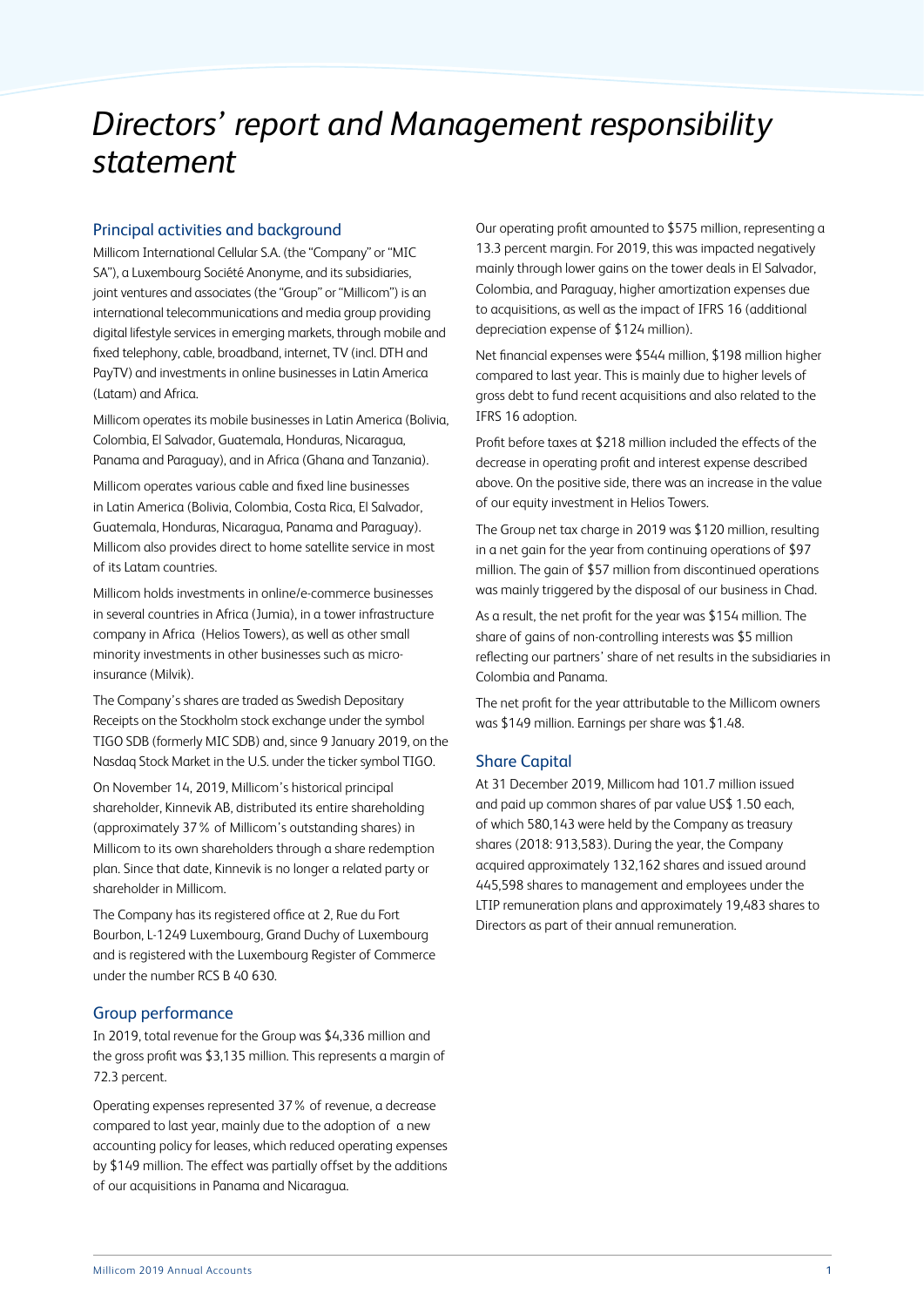# *Directors' report and Management responsibility statement*

## Principal activities and background

Millicom International Cellular S.A. (the "Company" or "MIC SA"), a Luxembourg Société Anonyme, and its subsidiaries, joint ventures and associates (the "Group" or "Millicom") is an international telecommunications and media group providing digital lifestyle services in emerging markets, through mobile and fixed telephony, cable, broadband, internet, TV (incl. DTH and PayTV) and investments in online businesses in Latin America (Latam) and Africa.

Millicom operates its mobile businesses in Latin America (Bolivia, Colombia, El Salvador, Guatemala, Honduras, Nicaragua, Panama and Paraguay), and in Africa (Ghana and Tanzania).

Millicom operates various cable and fixed line businesses in Latin America (Bolivia, Colombia, Costa Rica, El Salvador, Guatemala, Honduras, Nicaragua, Panama and Paraguay). Millicom also provides direct to home satellite service in most of its Latam countries.

Millicom holds investments in online/e-commerce businesses in several countries in Africa (Jumia), in a tower infrastructure company in Africa (Helios Towers), as well as other small minority investments in other businesses such as micro-insurance (Milvik).

The Company's shares are traded as Swedish Depositary Receipts on the Stockholm stock exchange under the symbol TIGO SDB (formerly MIC SDB) and, since 9 January 2019, on the Nasdaq Stock Market in the U.S. under the ticker symbol TIGO.

On November 14, 2019, Millicom's historical principal shareholder, Kinnevik AB, distributed its entire shareholding (approximately 37% of Millicom's outstanding shares) in Millicom to its own shareholders through a share redemption plan. Since that date, Kinnevik is no longer a related party or shareholder in Millicom.

The Company has its registered office at 2, Rue du Fort Bourbon, L-1249 Luxembourg, Grand Duchy of Luxembourg and is registered with the Luxembourg Register of Commerce under the number RCS B 40 630.

## Group performance

In 2019, total revenue for the Group was $4,336 million and the gross profit was $3,135 million. This represents a margin of 72.3 percent.

Operating expenses represented 37% of revenue, a decrease compared to last year, mainly due to the adoption of a new accounting policy for leases, which reduced operating expenses by $149 million. The effect was partially offset by the additions of our acquisitions in Panama and Nicaragua.

Our operating profit amounted to $575 million, representing a 13.3 percent margin. For 2019, this was impacted negatively mainly through lower gains on the tower deals in El Salvador, Colombia, and Paraguay, higher amortization expenses due to acquisitions, as well as the impact of IFRS 16 (additional depreciation expense of $124 million).

Net financial expenses were $544 million, $198 million higher compared to last year. This is mainly due to higher levels of gross debt to fund recent acquisitions and also related to the IFRS 16 adoption.

Profit before taxes at $218 million included the effects of the decrease in operating profit and interest expense described above. On the positive side, there was an increase in the value of our equity investment in Helios Towers.

The Group net tax charge in 2019 was $120 million, resulting in a net gain for the year from continuing operations of $97 million. The gain of $57 million from discontinued operations was mainly triggered by the disposal of our business in Chad.

As a result, the net profit for the year was $154 million. The share of gains of non-controlling interests was $5 million reflecting our partners' share of net results in the subsidiaries in Colombia and Panama.

The net profit for the year attributable to the Millicom owners was $149 million. Earnings per share was $1.48.

## Share Capital

At 31 December 2019, Millicom had 101.7 million issued and paid up common shares of par value US$ 1.50 each, of which 580,143 were held by the Company as treasury shares (2018: 913,583). During the year, the Company acquired approximately 132,162 shares and issued around 445,598 shares to management and employees under the LTIP remuneration plans and approximately 19,483 shares to Directors as part of their annual remuneration.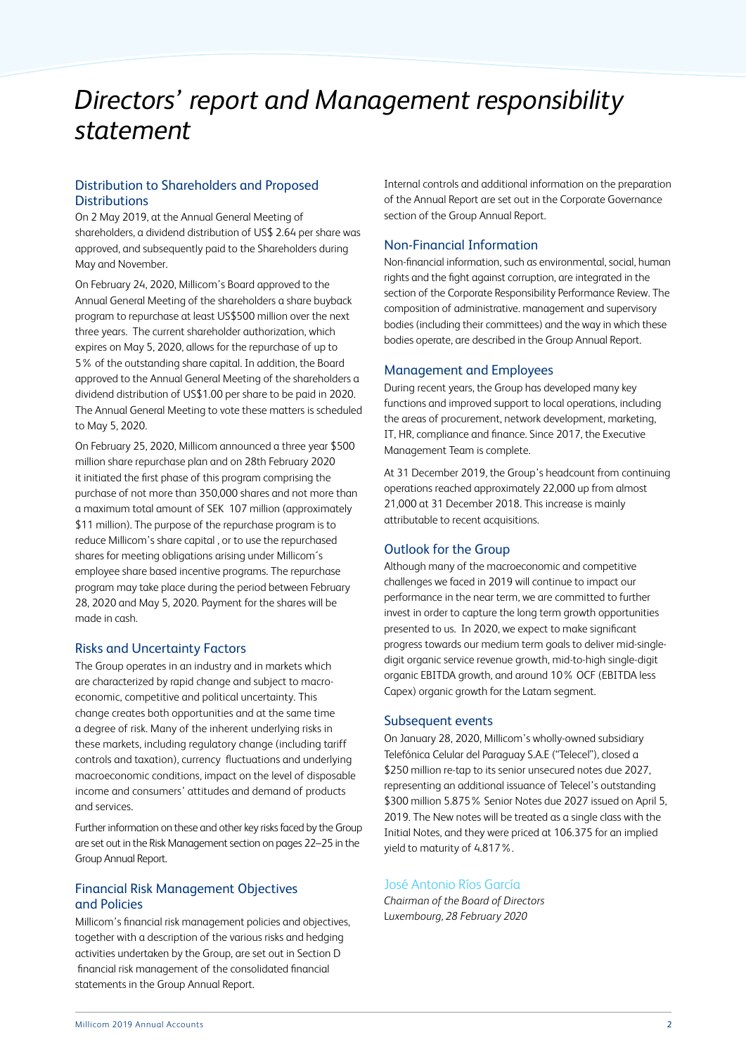# Directors' report and Management responsibility statement

## Distribution to Shareholders and Proposed Distributions

On 2 May 2019, at the Annual General Meeting of shareholders, a dividend distribution of US$ 2.64 per share was approved, and subsequently paid to the Shareholders during May and November.

On February 24, 2020, Millicom's Board approved to the Annual General Meeting of the shareholders a share buyback program to repurchase at least US$500 million over the next three years. The current shareholder authorization, which expires on May 5, 2020, allows for the repurchase of up to 5% of the outstanding share capital. In addition, the Board approved to the Annual General Meeting of the shareholders a dividend distribution of US$1.00 per share to be paid in 2020. The Annual General Meeting to vote these matters is scheduled to May 5, 2020.

On February 25, 2020, Millicom announced a three year $500 million share repurchase plan and on 28th February 2020 it initiated the first phase of this program comprising the purchase of not more than 350,000 shares and not more than a maximum total amount of SEK 107 million (approximately $11 million). The purpose of the repurchase program is to reduce Millicom's share capital , or to use the repurchased shares for meeting obligations arising under Millicom´s employee share based incentive programs. The repurchase program may take place during the period between February 28, 2020 and May 5, 2020. Payment for the shares will be made in cash.

## Risks and Uncertainty Factors

The Group operates in an industry and in markets which are characterized by rapid change and subject to macro-economic, competitive and political uncertainty. This change creates both opportunities and at the same time a degree of risk. Many of the inherent underlying risks in these markets, including regulatory change (including tariff controls and taxation), currency fluctuations and underlying macroeconomic conditions, impact on the level of disposable income and consumers' attitudes and demand of products and services.

Further information on these and other key risks faced by the Group are set out in the Risk Management section on pages 22–25 in the Group Annual Report.

## Financial Risk Management Objectives and Policies

Millicom's financial risk management policies and objectives, together with a description of the various risks and hedging activities undertaken by the Group, are set out in Section D financial risk management of the consolidated financial statements in the Group Annual Report.

Internal controls and additional information on the preparation of the Annual Report are set out in the Corporate Governance section of the Group Annual Report.

## Non-Financial Information

Non-financial information, such as environmental, social, human rights and the fight against corruption, are integrated in the section of the Corporate Responsibility Performance Review. The composition of administrative. management and supervisory bodies (including their committees) and the way in which these bodies operate, are described in the Group Annual Report.

## Management and Employees

During recent years, the Group has developed many key functions and improved support to local operations, including the areas of procurement, network development, marketing, IT, HR, compliance and finance. Since 2017, the Executive Management Team is complete.

At 31 December 2019, the Group's headcount from continuing operations reached approximately 22,000 up from almost 21,000 at 31 December 2018. This increase is mainly attributable to recent acquisitions.

## Outlook for the Group

Although many of the macroeconomic and competitive challenges we faced in 2019 will continue to impact our performance in the near term, we are committed to further invest in order to capture the long term growth opportunities presented to us. In 2020, we expect to make significant progress towards our medium term goals to deliver mid-single-digit organic service revenue growth, mid-to-high single-digit organic EBITDA growth, and around 10% OCF (EBITDA less Capex) organic growth for the Latam segment.

## Subsequent events

On January 28, 2020, Millicom's wholly-owned subsidiary Telefónica Celular del Paraguay S.A.E ("Telecel"), closed a $250 million re-tap to its senior unsecured notes due 2027, representing an additional issuance of Telecel's outstanding $300 million 5.875% Senior Notes due 2027 issued on April 5, 2019. The New notes will be treated as a single class with the Initial Notes, and they were priced at 106.375 for an implied yield to maturity of 4.817%.

José Antonio Ríos García

*Chairman of the Board of Directors*
*Luxembourg, 28 February 2020*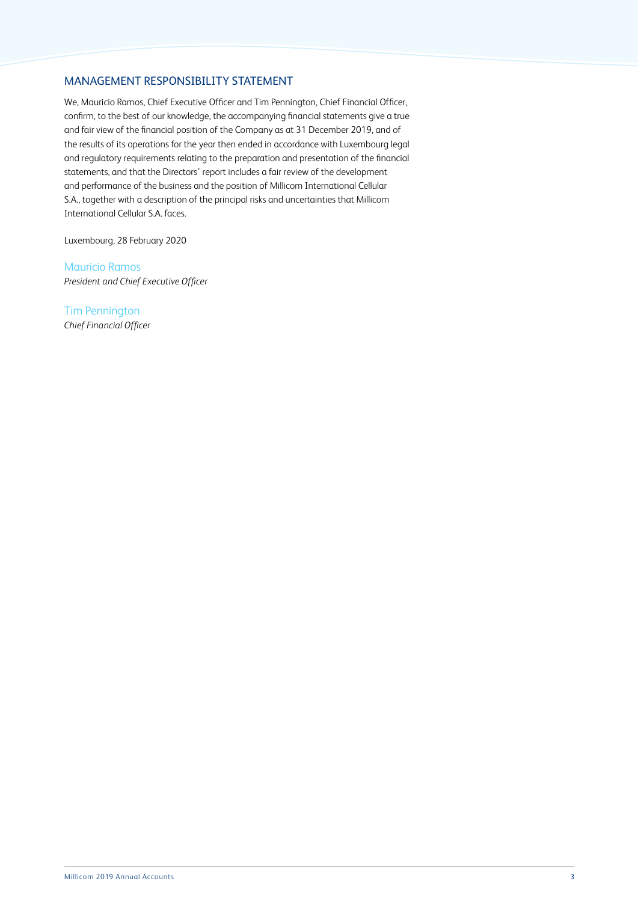## MANAGEMENT RESPONSIBILITY STATEMENT

We, Mauricio Ramos, Chief Executive Officer and Tim Pennington, Chief Financial Officer, confirm, to the best of our knowledge, the accompanying financial statements give a true and fair view of the financial position of the Company as at 31 December 2019, and of the results of its operations for the year then ended in accordance with Luxembourg legal and regulatory requirements relating to the preparation and presentation of the financial statements, and that the Directors' report includes a fair review of the development and performance of the business and the position of Millicom International Cellular S.A., together with a description of the principal risks and uncertainties that Millicom International Cellular S.A. faces.

Luxembourg, 28 February 2020

Mauricio Ramos
*President and Chief Executive Officer*

Tim Pennington
*Chief Financial Officer*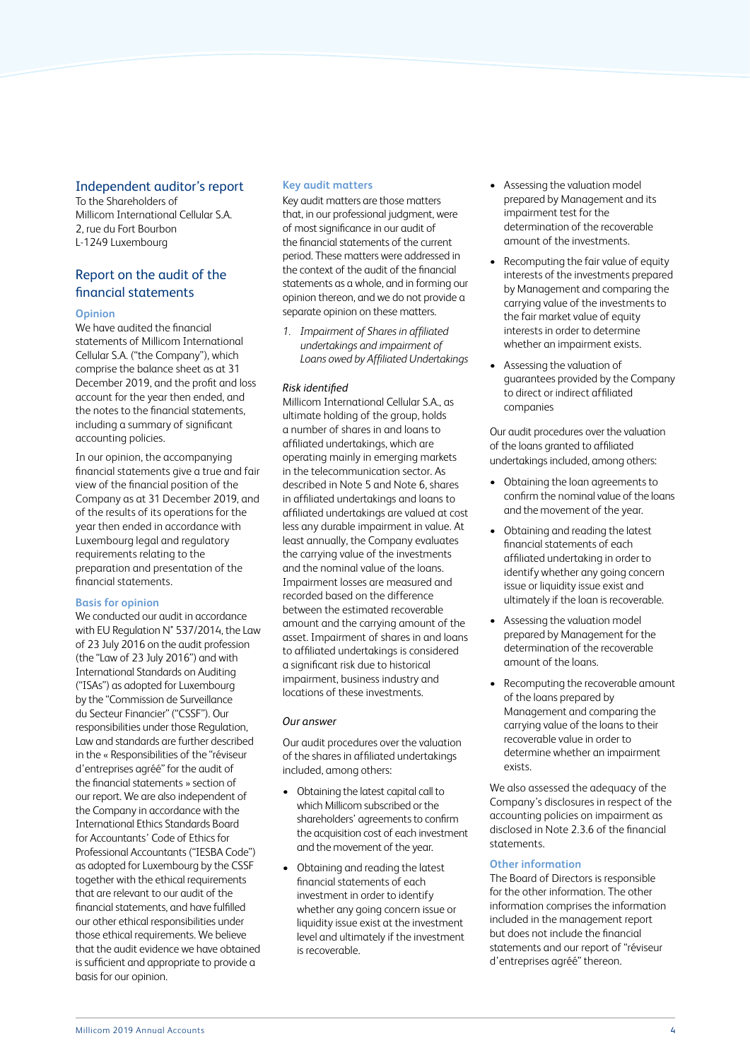## Independent auditor's report

To the Shareholders of
Millicom International Cellular S.A.
2, rue du Fort Bourbon
L-1249 Luxembourg

## Report on the audit of the financial statements

### Opinion

We have audited the financial statements of Millicom International Cellular S.A. ("the Company"), which comprise the balance sheet as at 31 December 2019, and the profit and loss account for the year then ended, and the notes to the financial statements, including a summary of significant accounting policies.

In our opinion, the accompanying financial statements give a true and fair view of the financial position of the Company as at 31 December 2019, and of the results of its operations for the year then ended in accordance with Luxembourg legal and regulatory requirements relating to the preparation and presentation of the financial statements.

### Basis for opinion

We conducted our audit in accordance with EU Regulation N° 537/2014, the Law of 23 July 2016 on the audit profession (the "Law of 23 July 2016") and with International Standards on Auditing ("ISAs") as adopted for Luxembourg by the "Commission de Surveillance du Secteur Financier" ("CSSF"). Our responsibilities under those Regulation, Law and standards are further described in the « Responsibilities of the "réviseur d'entreprises agréé" for the audit of the financial statements » section of our report. We are also independent of the Company in accordance with the International Ethics Standards Board for Accountants' Code of Ethics for Professional Accountants ("IESBA Code") as adopted for Luxembourg by the CSSF together with the ethical requirements that are relevant to our audit of the financial statements, and have fulfilled our other ethical responsibilities under those ethical requirements. We believe that the audit evidence we have obtained is sufficient and appropriate to provide a basis for our opinion.

### Key audit matters

Key audit matters are those matters that, in our professional judgment, were of most significance in our audit of the financial statements of the current period. These matters were addressed in the context of the audit of the financial statements as a whole, and in forming our opinion thereon, and we do not provide a separate opinion on these matters.

1. *Impairment of Shares in affiliated undertakings and impairment of Loans owed by Affiliated Undertakings*

*Risk identified*

Millicom International Cellular S.A., as ultimate holding of the group, holds a number of shares in and loans to affiliated undertakings, which are operating mainly in emerging markets in the telecommunication sector. As described in Note 5 and Note 6, shares in affiliated undertakings and loans to affiliated undertakings are valued at cost less any durable impairment in value. At least annually, the Company evaluates the carrying value of the investments and the nominal value of the loans. Impairment losses are measured and recorded based on the difference between the estimated recoverable amount and the carrying amount of the asset. Impairment of shares in and loans to affiliated undertakings is considered a significant risk due to historical impairment, business industry and locations of these investments.

*Our answer*

Our audit procedures over the valuation of the shares in affiliated undertakings included, among others:

- Obtaining the latest capital call to which Millicom subscribed or the shareholders' agreements to confirm the acquisition cost of each investment and the movement of the year.
- Obtaining and reading the latest financial statements of each investment in order to identify whether any going concern issue or liquidity issue exist at the investment level and ultimately if the investment is recoverable.
- Assessing the valuation model prepared by Management and its impairment test for the determination of the recoverable amount of the investments.
- Recomputing the fair value of equity interests of the investments prepared by Management and comparing the carrying value of the investments to the fair market value of equity interests in order to determine whether an impairment exists.
- Assessing the valuation of guarantees provided by the Company to direct or indirect affiliated companies

Our audit procedures over the valuation of the loans granted to affiliated undertakings included, among others:

- Obtaining the loan agreements to confirm the nominal value of the loans and the movement of the year.
- Obtaining and reading the latest financial statements of each affiliated undertaking in order to identify whether any going concern issue or liquidity issue exist and ultimately if the loan is recoverable.
- Assessing the valuation model prepared by Management for the determination of the recoverable amount of the loans.
- Recomputing the recoverable amount of the loans prepared by Management and comparing the carrying value of the loans to their recoverable value in order to determine whether an impairment exists.

We also assessed the adequacy of the Company's disclosures in respect of the accounting policies on impairment as disclosed in Note 2.3.6 of the financial statements.

### Other information

The Board of Directors is responsible for the other information. The other information comprises the information included in the management report but does not include the financial statements and our report of "réviseur d'entreprises agréé" thereon.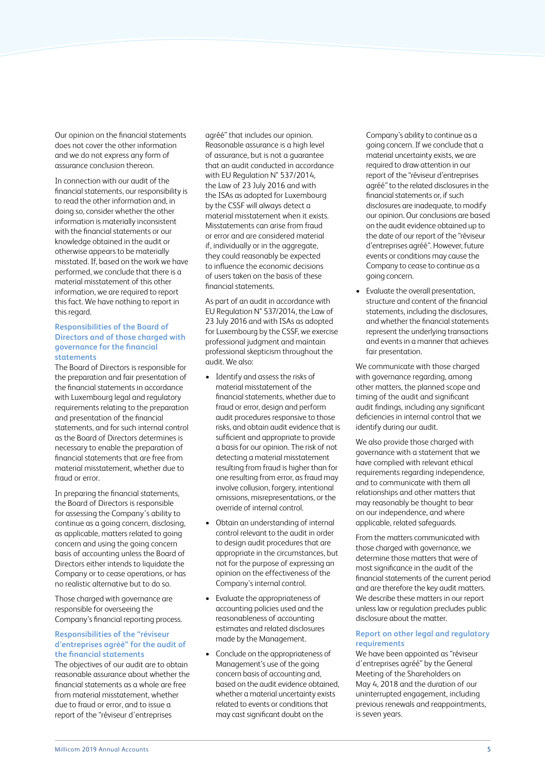Our opinion on the financial statements does not cover the other information and we do not express any form of assurance conclusion thereon.

In connection with our audit of the financial statements, our responsibility is to read the other information and, in doing so, consider whether the other information is materially inconsistent with the financial statements or our knowledge obtained in the audit or otherwise appears to be materially misstated. If, based on the work we have performed, we conclude that there is a material misstatement of this other information, we are required to report this fact. We have nothing to report in this regard.

### Responsibilities of the Board of Directors and of those charged with governance for the financial statements

The Board of Directors is responsible for the preparation and fair presentation of the financial statements in accordance with Luxembourg legal and regulatory requirements relating to the preparation and presentation of the financial statements, and for such internal control as the Board of Directors determines is necessary to enable the preparation of financial statements that are free from material misstatement, whether due to fraud or error.

In preparing the financial statements, the Board of Directors is responsible for assessing the Company's ability to continue as a going concern, disclosing, as applicable, matters related to going concern and using the going concern basis of accounting unless the Board of Directors either intends to liquidate the Company or to cease operations, or has no realistic alternative but to do so.

Those charged with governance are responsible for overseeing the Company's financial reporting process.

### Responsibilities of the "réviseur d'entreprises agréé" for the audit of the financial statements

The objectives of our audit are to obtain reasonable assurance about whether the financial statements as a whole are free from material misstatement, whether due to fraud or error, and to issue a report of the "réviseur d'entreprises agréé" that includes our opinion. Reasonable assurance is a high level of assurance, but is not a guarantee that an audit conducted in accordance with EU Regulation N° 537/2014, the Law of 23 July 2016 and with the ISAs as adopted for Luxembourg by the CSSF will always detect a material misstatement when it exists. Misstatements can arise from fraud or error and are considered material if, individually or in the aggregate, they could reasonably be expected to influence the economic decisions of users taken on the basis of these financial statements.

As part of an audit in accordance with EU Regulation N° 537/2014, the Law of 23 July 2016 and with ISAs as adopted for Luxembourg by the CSSF, we exercise professional judgment and maintain professional skepticism throughout the audit. We also:

- Identify and assess the risks of material misstatement of the financial statements, whether due to fraud or error, design and perform audit procedures responsive to those risks, and obtain audit evidence that is sufficient and appropriate to provide a basis for our opinion. The risk of not detecting a material misstatement resulting from fraud is higher than for one resulting from error, as fraud may involve collusion, forgery, intentional omissions, misrepresentations, or the override of internal control.
- Obtain an understanding of internal control relevant to the audit in order to design audit procedures that are appropriate in the circumstances, but not for the purpose of expressing an opinion on the effectiveness of the Company's internal control.
- Evaluate the appropriateness of accounting policies used and the reasonableness of accounting estimates and related disclosures made by the Management.
- Conclude on the appropriateness of Management's use of the going concern basis of accounting and, based on the audit evidence obtained, whether a material uncertainty exists related to events or conditions that may cast significant doubt on the Company's ability to continue as a going concern. If we conclude that a material uncertainty exists, we are required to draw attention in our report of the "réviseur d'entreprises agréé" to the related disclosures in the financial statements or, if such disclosures are inadequate, to modify our opinion. Our conclusions are based on the audit evidence obtained up to the date of our report of the "réviseur d'entreprises agréé". However, future events or conditions may cause the Company to cease to continue as a going concern.
- Evaluate the overall presentation, structure and content of the financial statements, including the disclosures, and whether the financial statements represent the underlying transactions and events in a manner that achieves fair presentation.

We communicate with those charged with governance regarding, among other matters, the planned scope and timing of the audit and significant audit findings, including any significant deficiencies in internal control that we identify during our audit.

We also provide those charged with governance with a statement that we have complied with relevant ethical requirements regarding independence, and to communicate with them all relationships and other matters that may reasonably be thought to bear on our independence, and where applicable, related safeguards.

From the matters communicated with those charged with governance, we determine those matters that were of most significance in the audit of the financial statements of the current period and are therefore the key audit matters. We describe these matters in our report unless law or regulation precludes public disclosure about the matter.

### Report on other legal and regulatory requirements

We have been appointed as "réviseur d'entreprises agréé" by the General Meeting of the Shareholders on May 4, 2018 and the duration of our uninterrupted engagement, including previous renewals and reappointments, is seven years.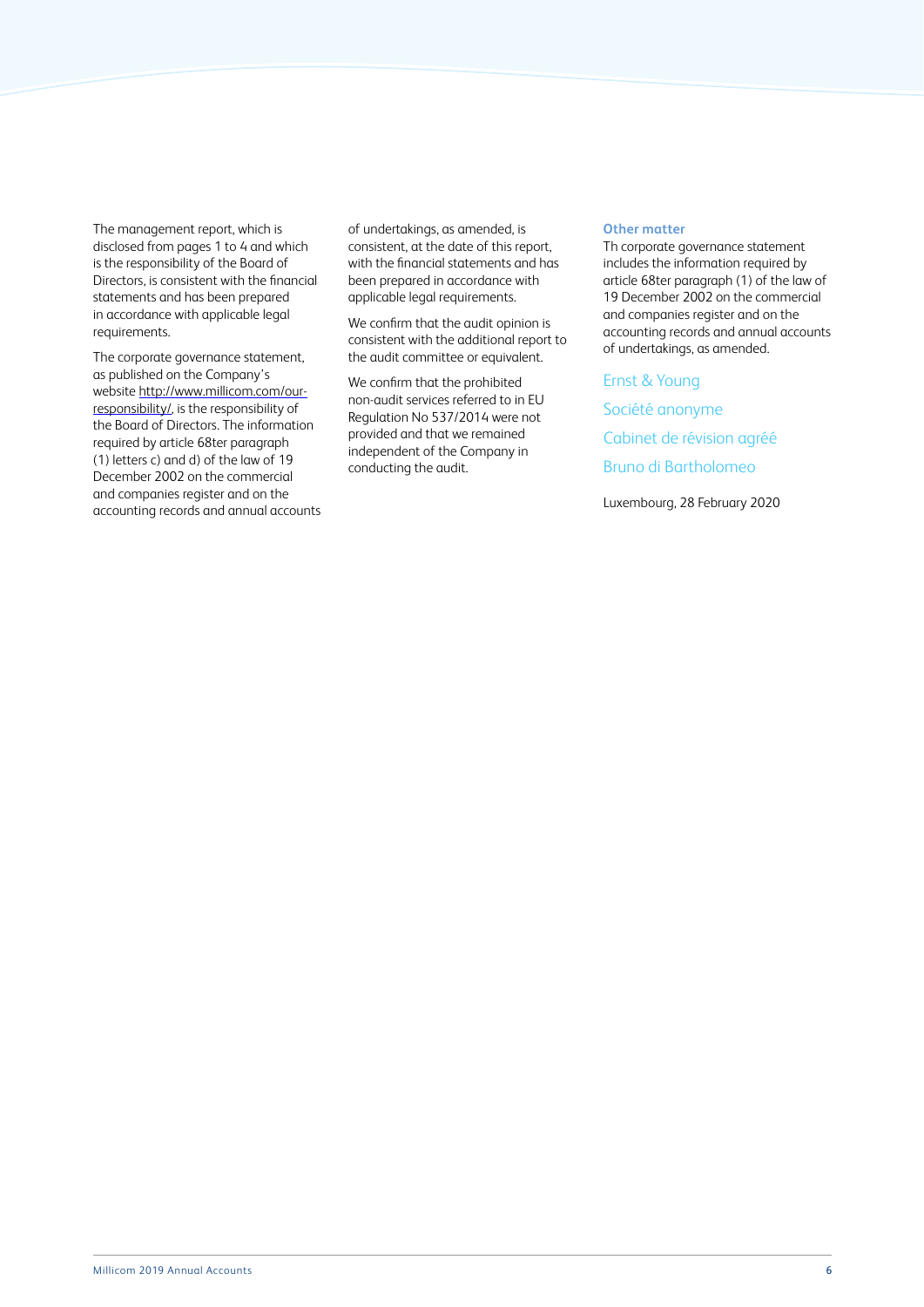The management report, which is disclosed from pages 1 to 4 and which is the responsibility of the Board of Directors, is consistent with the financial statements and has been prepared in accordance with applicable legal requirements.

The corporate governance statement, as published on the Company's website http://www.millicom.com/our-responsibility/, is the responsibility of the Board of Directors. The information required by article 68ter paragraph (1) letters c) and d) of the law of 19 December 2002 on the commercial and companies register and on the accounting records and annual accounts of undertakings, as amended, is consistent, at the date of this report, with the financial statements and has been prepared in accordance with applicable legal requirements.

We confirm that the audit opinion is consistent with the additional report to the audit committee or equivalent.

We confirm that the prohibited non-audit services referred to in EU Regulation No 537/2014 were not provided and that we remained independent of the Company in conducting the audit.

**Other matter**

Th corporate governance statement includes the information required by article 68ter paragraph (1) of the law of 19 December 2002 on the commercial and companies register and on the accounting records and annual accounts of undertakings, as amended.

Ernst & Young

Société anonyme

Cabinet de révision agréé

Bruno di Bartholomeo

Luxembourg, 28 February 2020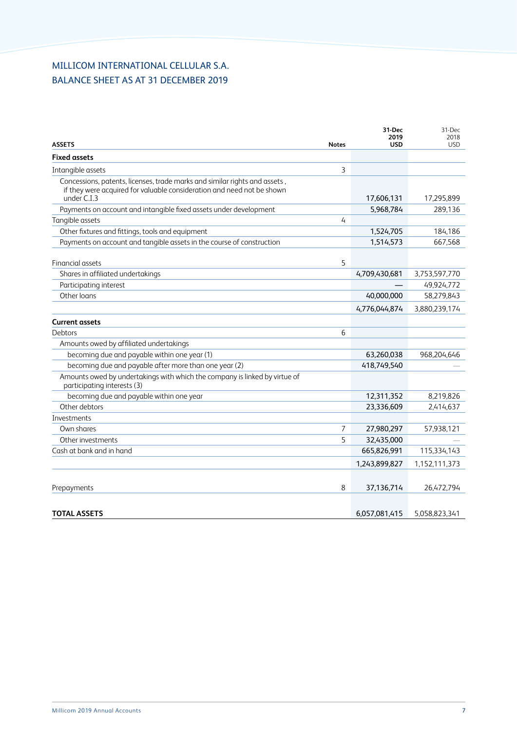MILLICOM INTERNATIONAL CELLULAR S.A.

BALANCE SHEET AS AT 31 DECEMBER 2019

| ASSETS | Notes | 31-Dec 2019 USD | 31-Dec 2018 USD |
|---|---|---|---|
| **Fixed assets** | | | |
| Intangible assets | 3 | | |
| Concessions, patents, licenses, trade marks and similar rights and assets , if they were acquired for valuable consideration and need not be shown under C.I.3 | | 17,606,131 | 17,295,899 |
| Payments on account and intangible fixed assets under development | | 5,968,784 | 289,136 |
| Tangible assets | 4 | | |
| Other fixtures and fittings, tools and equipment | | 1,524,705 | 184,186 |
| Payments on account and tangible assets in the course of construction | | 1,514,573 | 667,568 |
| Financial assets | 5 | | |
| Shares in affiliated undertakings | | 4,709,430,681 | 3,753,597,770 |
| Participating interest | | — | 49,924,772 |
| Other loans | | 40,000,000 | 58,279,843 |
| | | 4,776,044,874 | 3,880,239,174 |
| **Current assets** | | | |
| Debtors | 6 | | |
| Amounts owed by affiliated undertakings | | | |
| becoming due and payable within one year (1) | | 63,260,038 | 968,204,646 |
| becoming due and payable after more than one year (2) | | 418,749,540 | — |
| Amounts owed by undertakings with which the company is linked by virtue of participating interests (3) | | | |
| becoming due and payable within one year | | 12,311,352 | 8,219,826 |
| Other debtors | | 23,336,609 | 2,414,637 |
| Investments | | | |
| Own shares | 7 | 27,980,297 | 57,938,121 |
| Other investments | 5 | 32,435,000 | — |
| Cash at bank and in hand | | 665,826,991 | 115,334,143 |
| | | 1,243,899,827 | 1,152,111,373 |
| Prepayments | 8 | 37,136,714 | 26,472,794 |
| **TOTAL ASSETS** | | 6,057,081,415 | 5,058,823,341 |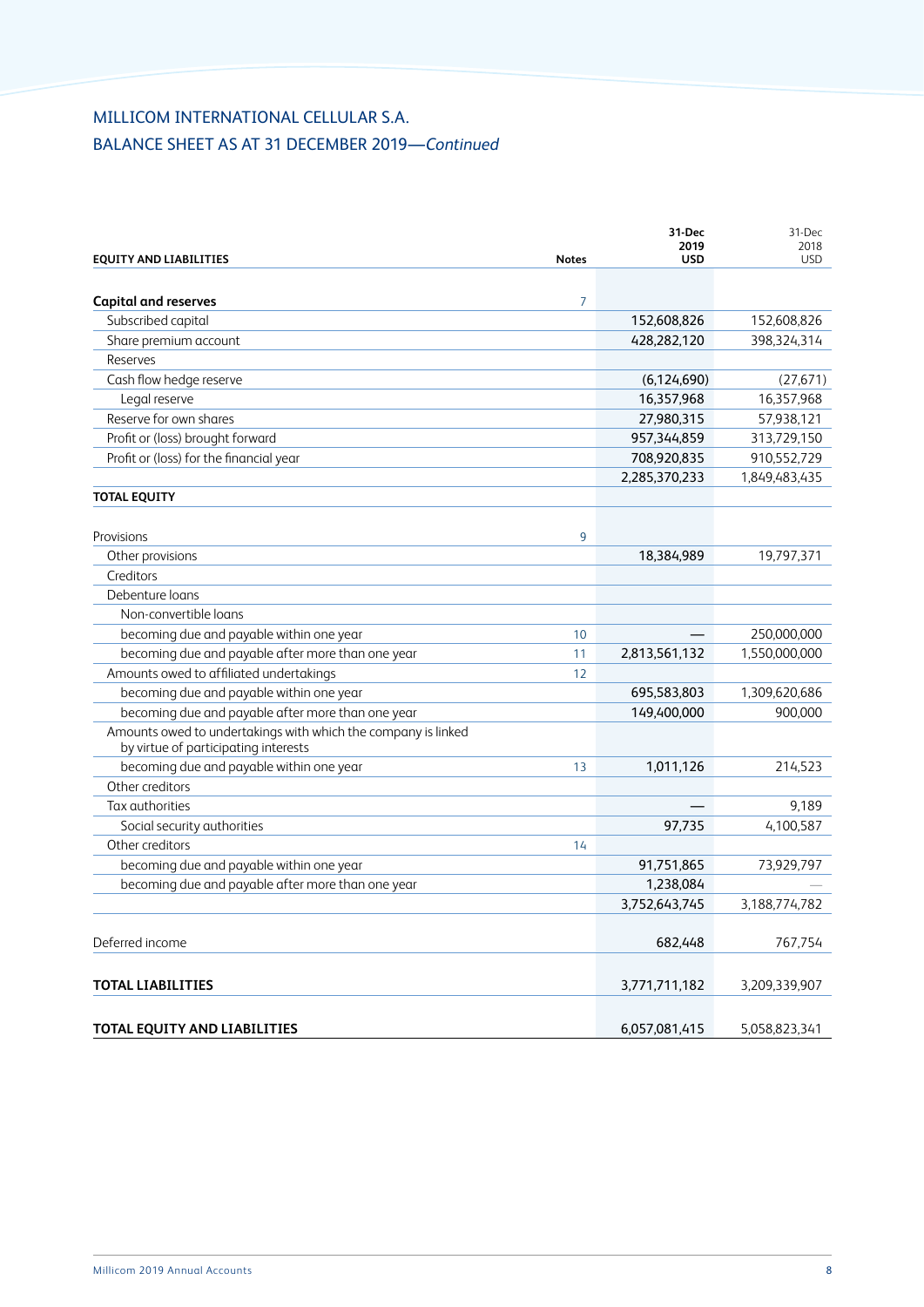MILLICOM INTERNATIONAL CELLULAR S.A.

BALANCE SHEET AS AT 31 DECEMBER 2019—*Continued*

| EQUITY AND LIABILITIES | Notes | 31-Dec 2019 USD | 31-Dec 2018 USD |
|---|---|---|---|
| **Capital and reserves** | 7 | | |
| Subscribed capital | | 152,608,826 | 152,608,826 |
| Share premium account | | 428,282,120 | 398,324,314 |
| Reserves | | | |
| Cash flow hedge reserve | | (6,124,690) | (27,671) |
| Legal reserve | | 16,357,968 | 16,357,968 |
| Reserve for own shares | | 27,980,315 | 57,938,121 |
| Profit or (loss) brought forward | | 957,344,859 | 313,729,150 |
| Profit or (loss) for the financial year | | 708,920,835 | 910,552,729 |
| | | 2,285,370,233 | 1,849,483,435 |
| **TOTAL EQUITY** | | | |
| Provisions | 9 | | |
| Other provisions | | 18,384,989 | 19,797,371 |
| Creditors | | | |
| Debenture loans | | | |
| Non-convertible loans | | | |
| becoming due and payable within one year | 10 | — | 250,000,000 |
| becoming due and payable after more than one year | 11 | 2,813,561,132 | 1,550,000,000 |
| Amounts owed to affiliated undertakings | 12 | | |
| becoming due and payable within one year | | 695,583,803 | 1,309,620,686 |
| becoming due and payable after more than one year | | 149,400,000 | 900,000 |
| Amounts owed to undertakings with which the company is linked by virtue of participating interests | | | |
| becoming due and payable within one year | 13 | 1,011,126 | 214,523 |
| Other creditors | | | |
| Tax authorities | | — | 9,189 |
| Social security authorities | | 97,735 | 4,100,587 |
| Other creditors | 14 | | |
| becoming due and payable within one year | | 91,751,865 | 73,929,797 |
| becoming due and payable after more than one year | | 1,238,084 | — |
| | | 3,752,643,745 | 3,188,774,782 |
| Deferred income | | 682,448 | 767,754 |
| **TOTAL LIABILITIES** | | 3,771,711,182 | 3,209,339,907 |
| **TOTAL EQUITY AND LIABILITIES** | | 6,057,081,415 | 5,058,823,341 |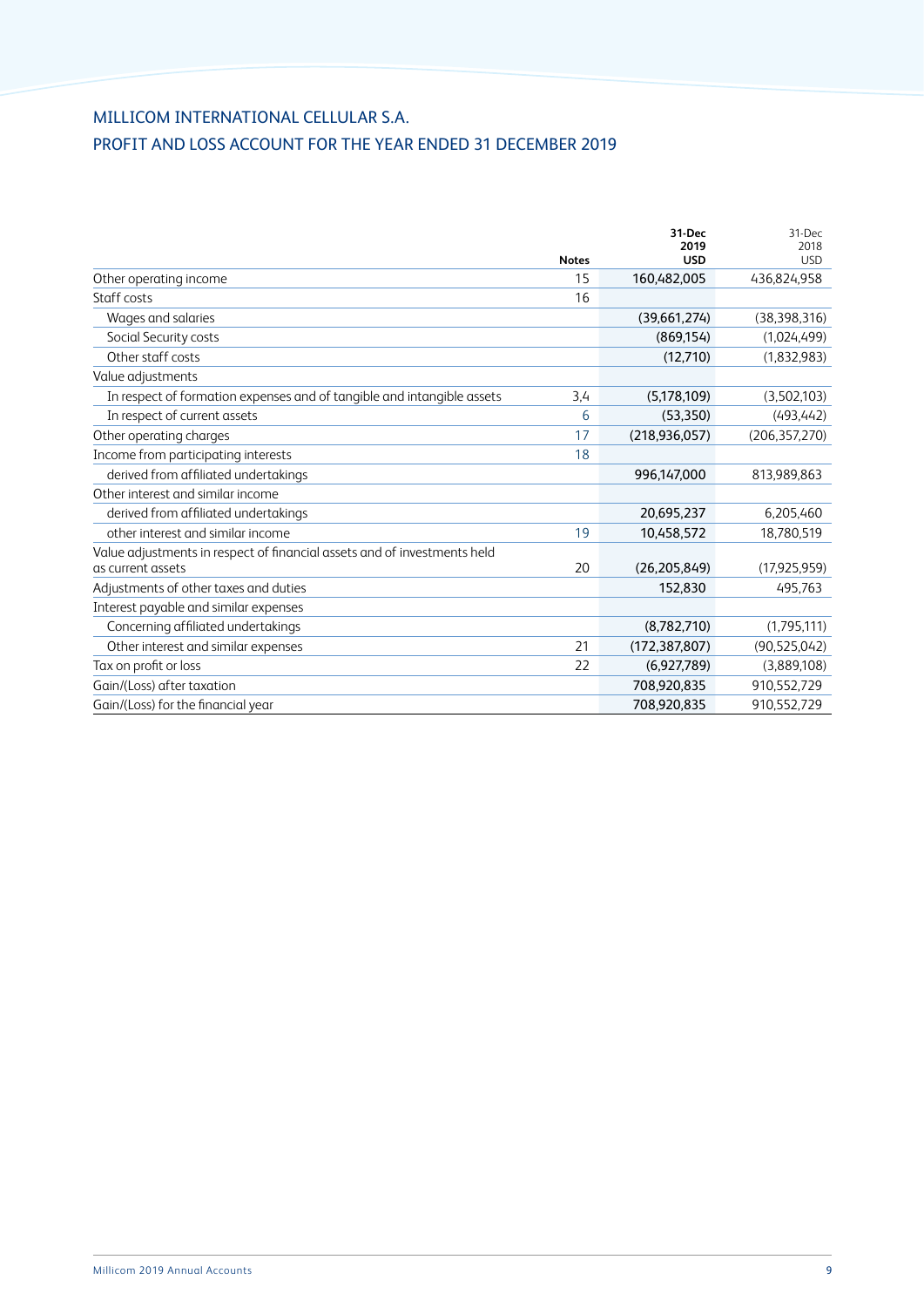## MILLICOM INTERNATIONAL CELLULAR S.A.

## PROFIT AND LOSS ACCOUNT FOR THE YEAR ENDED 31 DECEMBER 2019

| | Notes | 31-Dec 2019 USD | 31-Dec 2018 USD |
|---|---|---|---|
| Other operating income | 15 | 160,482,005 | 436,824,958 |
| Staff costs | 16 | | |
| Wages and salaries | | (39,661,274) | (38,398,316) |
| Social Security costs | | (869,154) | (1,024,499) |
| Other staff costs | | (12,710) | (1,832,983) |
| Value adjustments | | | |
| In respect of formation expenses and of tangible and intangible assets | 3,4 | (5,178,109) | (3,502,103) |
| In respect of current assets | 6 | (53,350) | (493,442) |
| Other operating charges | 17 | (218,936,057) | (206,357,270) |
| Income from participating interests | 18 | | |
| derived from affiliated undertakings | | 996,147,000 | 813,989,863 |
| Other interest and similar income | | | |
| derived from affiliated undertakings | | 20,695,237 | 6,205,460 |
| other interest and similar income | 19 | 10,458,572 | 18,780,519 |
| Value adjustments in respect of financial assets and of investments held as current assets | 20 | (26,205,849) | (17,925,959) |
| Adjustments of other taxes and duties | | 152,830 | 495,763 |
| Interest payable and similar expenses | | | |
| Concerning affiliated undertakings | | (8,782,710) | (1,795,111) |
| Other interest and similar expenses | 21 | (172,387,807) | (90,525,042) |
| Tax on profit or loss | 22 | (6,927,789) | (3,889,108) |
| Gain/(Loss) after taxation | | 708,920,835 | 910,552,729 |
| Gain/(Loss) for the financial year | | 708,920,835 | 910,552,729 |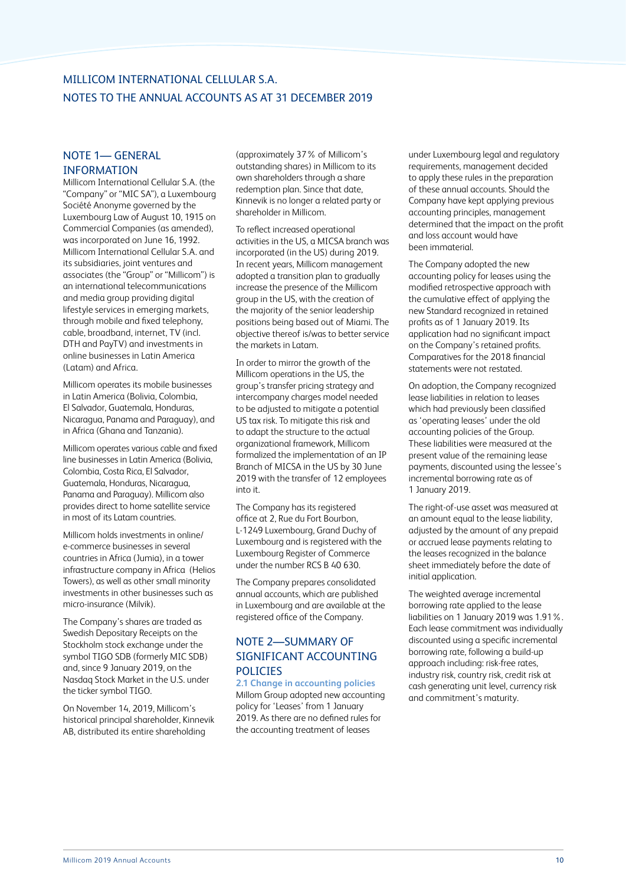# MILLICOM INTERNATIONAL CELLULAR S.A.
# NOTES TO THE ANNUAL ACCOUNTS AS AT 31 DECEMBER 2019

## NOTE 1— GENERAL INFORMATION

Millicom International Cellular S.A. (the "Company" or "MIC SA"), a Luxembourg Société Anonyme governed by the Luxembourg Law of August 10, 1915 on Commercial Companies (as amended), was incorporated on June 16, 1992. Millicom International Cellular S.A. and its subsidiaries, joint ventures and associates (the "Group" or "Millicom") is an international telecommunications and media group providing digital lifestyle services in emerging markets, through mobile and fixed telephony, cable, broadband, internet, TV (incl. DTH and PayTV) and investments in online businesses in Latin America (Latam) and Africa.

Millicom operates its mobile businesses in Latin America (Bolivia, Colombia, El Salvador, Guatemala, Honduras, Nicaragua, Panama and Paraguay), and in Africa (Ghana and Tanzania).

Millicom operates various cable and fixed line businesses in Latin America (Bolivia, Colombia, Costa Rica, El Salvador, Guatemala, Honduras, Nicaragua, Panama and Paraguay). Millicom also provides direct to home satellite service in most of its Latam countries.

Millicom holds investments in online/e-commerce businesses in several countries in Africa (Jumia), in a tower infrastructure company in Africa (Helios Towers), as well as other small minority investments in other businesses such as micro-insurance (Milvik).

The Company's shares are traded as Swedish Depositary Receipts on the Stockholm stock exchange under the symbol TIGO SDB (formerly MIC SDB) and, since 9 January 2019, on the Nasdaq Stock Market in the U.S. under the ticker symbol TIGO.

On November 14, 2019, Millicom's historical principal shareholder, Kinnevik AB, distributed its entire shareholding (approximately 37% of Millicom's outstanding shares) in Millicom to its own shareholders through a share redemption plan. Since that date, Kinnevik is no longer a related party or shareholder in Millicom.

To reflect increased operational activities in the US, a MICSA branch was incorporated (in the US) during 2019. In recent years, Millicom management adopted a transition plan to gradually increase the presence of the Millicom group in the US, with the creation of the majority of the senior leadership positions being based out of Miami. The objective thereof is/was to better service the markets in Latam.

In order to mirror the growth of the Millicom operations in the US, the group's transfer pricing strategy and intercompany charges model needed to be adjusted to mitigate a potential US tax risk. To mitigate this risk and to adapt the structure to the actual organizational framework, Millicom formalized the implementation of an IP Branch of MICSA in the US by 30 June 2019 with the transfer of 12 employees into it.

The Company has its registered office at 2, Rue du Fort Bourbon, L-1249 Luxembourg, Grand Duchy of Luxembourg and is registered with the Luxembourg Register of Commerce under the number RCS B 40 630.

The Company prepares consolidated annual accounts, which are published in Luxembourg and are available at the registered office of the Company.

## NOTE 2—SUMMARY OF SIGNIFICANT ACCOUNTING POLICIES

### 2.1 Change in accounting policies

Millom Group adopted new accounting policy for 'Leases' from 1 January 2019. As there are no defined rules for the accounting treatment of leases under Luxembourg legal and regulatory requirements, management decided to apply these rules in the preparation of these annual accounts. Should the Company have kept applying previous accounting principles, management determined that the impact on the profit and loss account would have been immaterial.

The Company adopted the new accounting policy for leases using the modified retrospective approach with the cumulative effect of applying the new Standard recognized in retained profits as of 1 January 2019. Its application had no significant impact on the Company's retained profits. Comparatives for the 2018 financial statements were not restated.

On adoption, the Company recognized lease liabilities in relation to leases which had previously been classified as 'operating leases' under the old accounting policies of the Group. These liabilities were measured at the present value of the remaining lease payments, discounted using the lessee's incremental borrowing rate as of 1 January 2019.

The right-of-use asset was measured at an amount equal to the lease liability, adjusted by the amount of any prepaid or accrued lease payments relating to the leases recognized in the balance sheet immediately before the date of initial application.

The weighted average incremental borrowing rate applied to the lease liabilities on 1 January 2019 was 1.91%. Each lease commitment was individually discounted using a specific incremental borrowing rate, following a build-up approach including: risk-free rates, industry risk, country risk, credit risk at cash generating unit level, currency risk and commitment's maturity.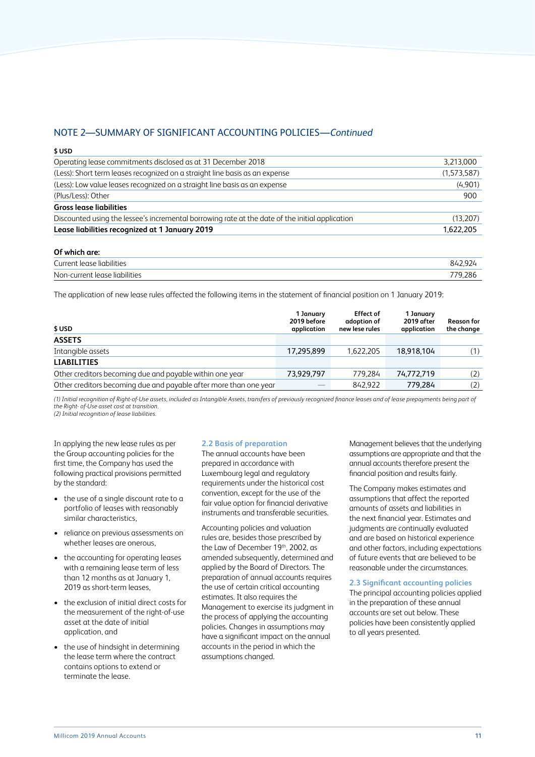## NOTE 2—SUMMARY OF SIGNIFICANT ACCOUNTING POLICIES—*Continued*

| $ USD | |
|---|---|
| Operating lease commitments disclosed as at 31 December 2018 | 3,213,000 |
| (Less): Short term leases recognized on a straight line basis as an expense | (1,573,587) |
| (Less): Low value leases recognized on a straight line basis as an expense | (4,901) |
| (Plus/Less): Other | 900 |
| **Gross lease liabilities** | |
| Discounted using the lessee's incremental borrowing rate at the date of the initial application | (13,207) |
| **Lease liabilities recognized at 1 January 2019** | 1,622,205 |

| **Of which are:** | |
|---|---|
| Current lease liabilities | 842,924 |
| Non-current lease liabilities | 779,286 |

The application of new lease rules affected the following items in the statement of financial position on 1 January 2019:

| $ USD | 1 January 2019 before application | Effect of adoption of new lese rules | 1 January 2019 after application | Reason for the change |
|---|---|---|---|---|
| **ASSETS** | | | | |
| Intangible assets | 17,295,899 | 1,622,205 | 18,918,104 | (1) |
| **LIABILITIES** | | | | |
| Other creditors becoming due and payable within one year | 73,929,797 | 779,284 | 74,772,719 | (2) |
| Other creditors becoming due and payable after more than one year | — | 842,922 | 779,284 | (2) |

*(1) Initial recognition of Right-of-Use assets, included as Intangible Assets, transfers of previously recognized finance leases and of lease prepayments being part of the Right- of-Use asset cost at transition.*
*(2) Initial recognition of lease liabilities.*

In applying the new lease rules as per the Group accounting policies for the first time, the Company has used the following practical provisions permitted by the standard:

- the use of a single discount rate to a portfolio of leases with reasonably similar characteristics,
- reliance on previous assessments on whether leases are onerous,
- the accounting for operating leases with a remaining lease term of less than 12 months as at January 1, 2019 as short-term leases,
- the exclusion of initial direct costs for the measurement of the right-of-use asset at the date of initial application, and
- the use of hindsight in determining the lease term where the contract contains options to extend or terminate the lease.

### 2.2 Basis of preparation

The annual accounts have been prepared in accordance with Luxembourg legal and regulatory requirements under the historical cost convention, except for the use of the fair value option for financial derivative instruments and transferable securities.

Accounting policies and valuation rules are, besides those prescribed by the Law of December 19th, 2002, as amended subsequently, determined and applied by the Board of Directors. The preparation of annual accounts requires the use of certain critical accounting estimates. It also requires the Management to exercise its judgment in the process of applying the accounting policies. Changes in assumptions may have a significant impact on the annual accounts in the period in which the assumptions changed.

Management believes that the underlying assumptions are appropriate and that the annual accounts therefore present the financial position and results fairly.

The Company makes estimates and assumptions that affect the reported amounts of assets and liabilities in the next financial year. Estimates and judgments are continually evaluated and are based on historical experience and other factors, including expectations of future events that are believed to be reasonable under the circumstances.

### 2.3 Significant accounting policies

The principal accounting policies applied in the preparation of these annual accounts are set out below. These policies have been consistently applied to all years presented.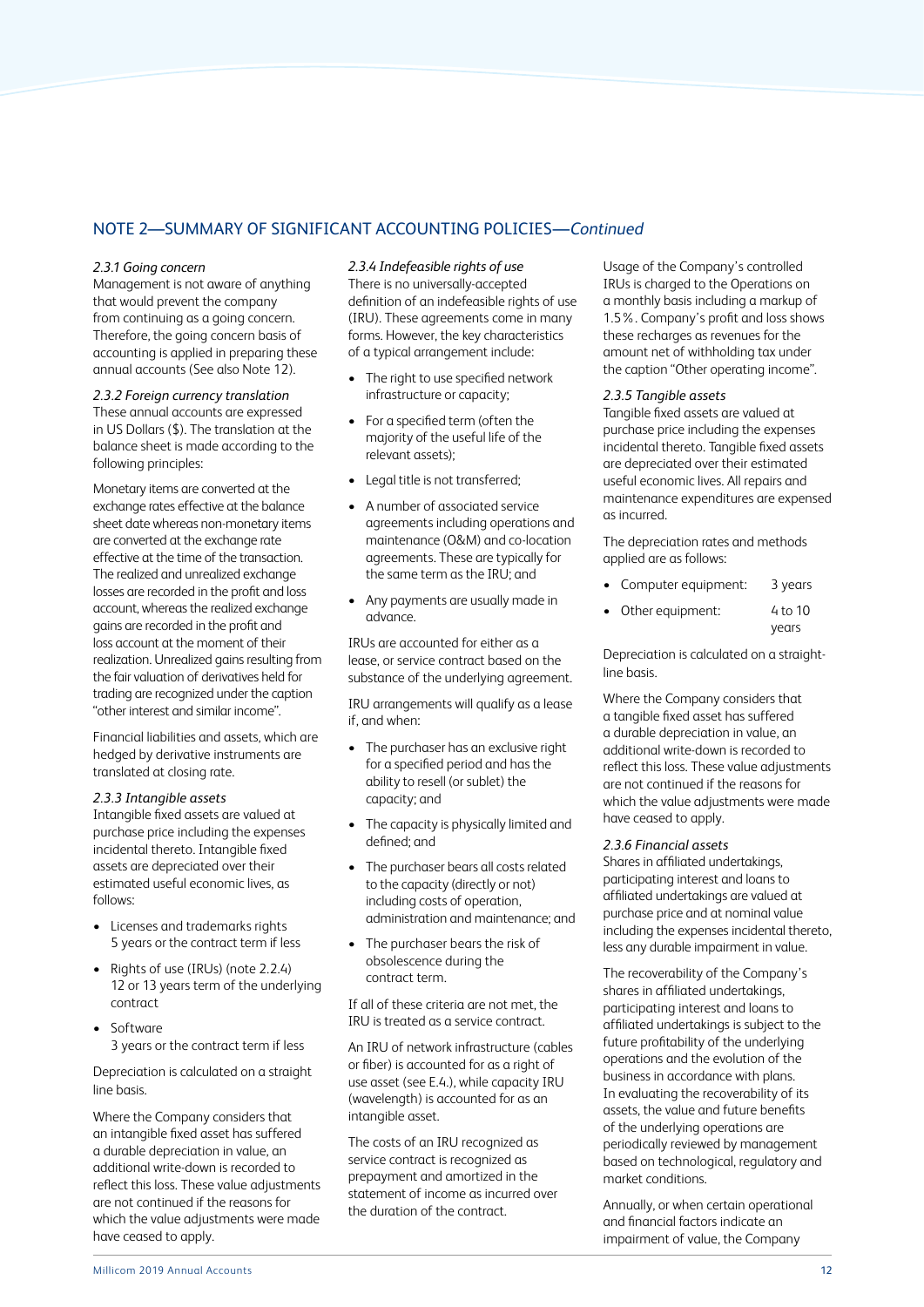## NOTE 2—SUMMARY OF SIGNIFICANT ACCOUNTING POLICIES—*Continued*

*2.3.1 Going concern*
Management is not aware of anything that would prevent the company from continuing as a going concern. Therefore, the going concern basis of accounting is applied in preparing these annual accounts (See also Note 12).

*2.3.2 Foreign currency translation*
These annual accounts are expressed in US Dollars ($). The translation at the balance sheet is made according to the following principles:

Monetary items are converted at the exchange rates effective at the balance sheet date whereas non-monetary items are converted at the exchange rate effective at the time of the transaction. The realized and unrealized exchange losses are recorded in the profit and loss account, whereas the realized exchange gains are recorded in the profit and loss account at the moment of their realization. Unrealized gains resulting from the fair valuation of derivatives held for trading are recognized under the caption "other interest and similar income".

Financial liabilities and assets, which are hedged by derivative instruments are translated at closing rate.

*2.3.3 Intangible assets*
Intangible fixed assets are valued at purchase price including the expenses incidental thereto. Intangible fixed assets are depreciated over their estimated useful economic lives, as follows:

- Licenses and trademarks rights
  5 years or the contract term if less
- Rights of use (IRUs) (note 2.2.4)
  12 or 13 years term of the underlying contract
- Software
  3 years or the contract term if less

Depreciation is calculated on a straight line basis.

Where the Company considers that an intangible fixed asset has suffered a durable depreciation in value, an additional write-down is recorded to reflect this loss. These value adjustments are not continued if the reasons for which the value adjustments were made have ceased to apply.

*2.3.4 Indefeasible rights of use*
There is no universally-accepted definition of an indefeasible rights of use (IRU). These agreements come in many forms. However, the key characteristics of a typical arrangement include:

- The right to use specified network infrastructure or capacity;
- For a specified term (often the majority of the useful life of the relevant assets);
- Legal title is not transferred;
- A number of associated service agreements including operations and maintenance (O&M) and co-location agreements. These are typically for the same term as the IRU; and
- Any payments are usually made in advance.

IRUs are accounted for either as a lease, or service contract based on the substance of the underlying agreement.

IRU arrangements will qualify as a lease if, and when:

- The purchaser has an exclusive right for a specified period and has the ability to resell (or sublet) the capacity; and
- The capacity is physically limited and defined; and
- The purchaser bears all costs related to the capacity (directly or not) including costs of operation, administration and maintenance; and
- The purchaser bears the risk of obsolescence during the contract term.

If all of these criteria are not met, the IRU is treated as a service contract.

An IRU of network infrastructure (cables or fiber) is accounted for as a right of use asset (see E.4.), while capacity IRU (wavelength) is accounted for as an intangible asset.

The costs of an IRU recognized as service contract is recognized as prepayment and amortized in the statement of income as incurred over the duration of the contract.

Usage of the Company's controlled IRUs is charged to the Operations on a monthly basis including a markup of 1.5%. Company's profit and loss shows these recharges as revenues for the amount net of withholding tax under the caption "Other operating income".

*2.3.5 Tangible assets*
Tangible fixed assets are valued at purchase price including the expenses incidental thereto. Tangible fixed assets are depreciated over their estimated useful economic lives. All repairs and maintenance expenditures are expensed as incurred.

The depreciation rates and methods applied are as follows:

- Computer equipment: 3 years
- Other equipment: 4 to 10 years

Depreciation is calculated on a straight-line basis.

Where the Company considers that a tangible fixed asset has suffered a durable depreciation in value, an additional write-down is recorded to reflect this loss. These value adjustments are not continued if the reasons for which the value adjustments were made have ceased to apply.

*2.3.6 Financial assets*
Shares in affiliated undertakings, participating interest and loans to affiliated undertakings are valued at purchase price and at nominal value including the expenses incidental thereto, less any durable impairment in value.

The recoverability of the Company's shares in affiliated undertakings, participating interest and loans to affiliated undertakings is subject to the future profitability of the underlying operations and the evolution of the business in accordance with plans. In evaluating the recoverability of its assets, the value and future benefits of the underlying operations are periodically reviewed by management based on technological, regulatory and market conditions.

Annually, or when certain operational and financial factors indicate an impairment of value, the Company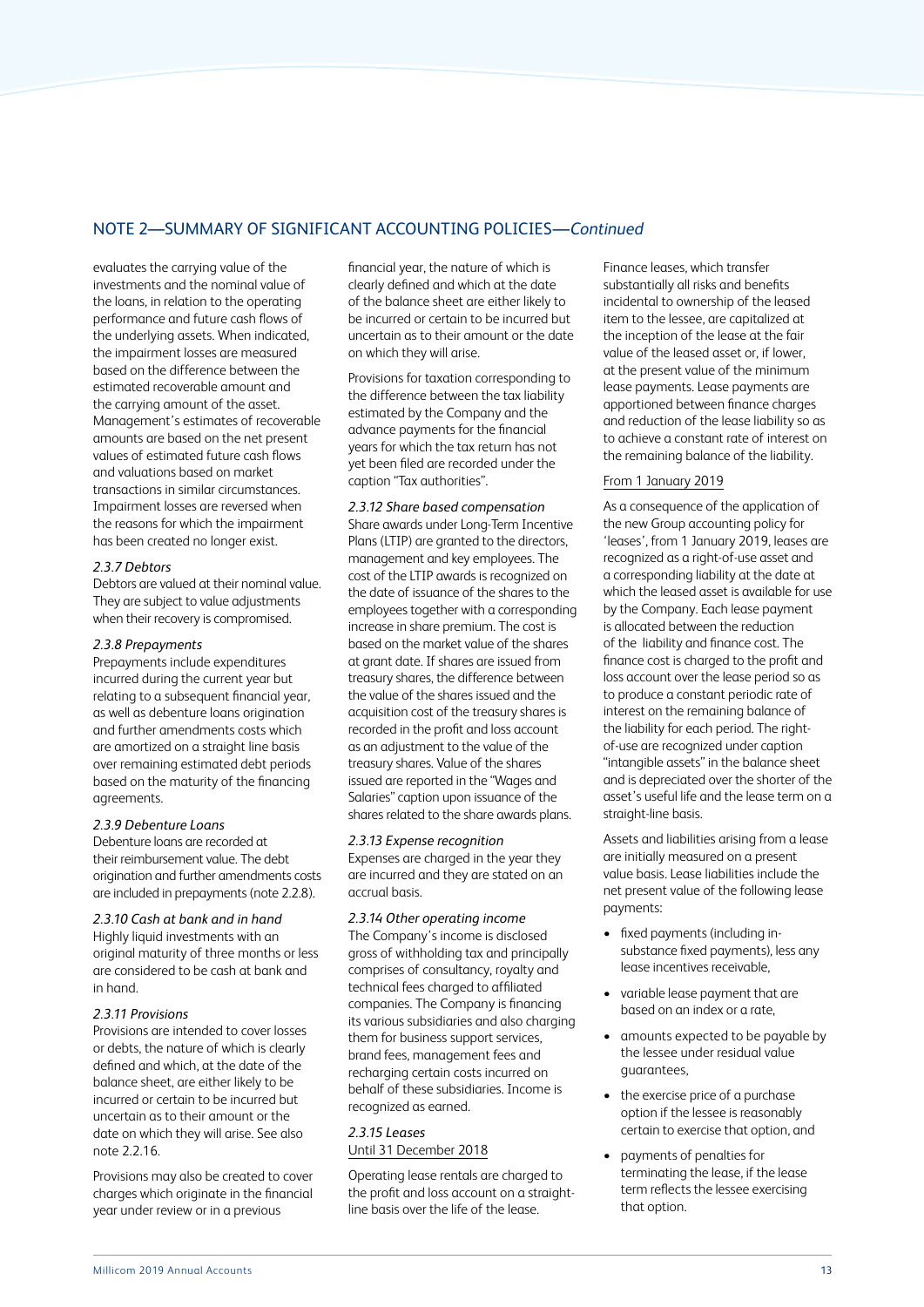## NOTE 2—SUMMARY OF SIGNIFICANT ACCOUNTING POLICIES—*Continued*

evaluates the carrying value of the investments and the nominal value of the loans, in relation to the operating performance and future cash flows of the underlying assets. When indicated, the impairment losses are measured based on the difference between the estimated recoverable amount and the carrying amount of the asset. Management's estimates of recoverable amounts are based on the net present values of estimated future cash flows and valuations based on market transactions in similar circumstances. Impairment losses are reversed when the reasons for which the impairment has been created no longer exist.

*2.3.7 Debtors*

Debtors are valued at their nominal value. They are subject to value adjustments when their recovery is compromised.

*2.3.8 Prepayments*

Prepayments include expenditures incurred during the current year but relating to a subsequent financial year, as well as debenture loans origination and further amendments costs which are amortized on a straight line basis over remaining estimated debt periods based on the maturity of the financing agreements.

*2.3.9 Debenture Loans*

Debenture loans are recorded at their reimbursement value. The debt origination and further amendments costs are included in prepayments (note 2.2.8).

*2.3.10 Cash at bank and in hand*

Highly liquid investments with an original maturity of three months or less are considered to be cash at bank and in hand.

*2.3.11 Provisions*

Provisions are intended to cover losses or debts, the nature of which is clearly defined and which, at the date of the balance sheet, are either likely to be incurred or certain to be incurred but uncertain as to their amount or the date on which they will arise. See also note 2.2.16.

Provisions may also be created to cover charges which originate in the financial year under review or in a previous financial year, the nature of which is clearly defined and which at the date of the balance sheet are either likely to be incurred or certain to be incurred but uncertain as to their amount or the date on which they will arise.

Provisions for taxation corresponding to the difference between the tax liability estimated by the Company and the advance payments for the financial years for which the tax return has not yet been filed are recorded under the caption "Tax authorities".

*2.3.12 Share based compensation*

Share awards under Long-Term Incentive Plans (LTIP) are granted to the directors, management and key employees. The cost of the LTIP awards is recognized on the date of issuance of the shares to the employees together with a corresponding increase in share premium. The cost is based on the market value of the shares at grant date. If shares are issued from treasury shares, the difference between the value of the shares issued and the acquisition cost of the treasury shares is recorded in the profit and loss account as an adjustment to the value of the treasury shares. Value of the shares issued are reported in the "Wages and Salaries" caption upon issuance of the shares related to the share awards plans.

*2.3.13 Expense recognition*

Expenses are charged in the year they are incurred and they are stated on an accrual basis.

*2.3.14 Other operating income*

The Company's income is disclosed gross of withholding tax and principally comprises of consultancy, royalty and technical fees charged to affiliated companies. The Company is financing its various subsidiaries and also charging them for business support services, brand fees, management fees and recharging certain costs incurred on behalf of these subsidiaries. Income is recognized as earned.

*2.3.15 Leases*

Until 31 December 2018

Operating lease rentals are charged to the profit and loss account on a straight-line basis over the life of the lease.

Finance leases, which transfer substantially all risks and benefits incidental to ownership of the leased item to the lessee, are capitalized at the inception of the lease at the fair value of the leased asset or, if lower, at the present value of the minimum lease payments. Lease payments are apportioned between finance charges and reduction of the lease liability so as to achieve a constant rate of interest on the remaining balance of the liability.

From 1 January 2019

As a consequence of the application of the new Group accounting policy for 'leases', from 1 January 2019, leases are recognized as a right-of-use asset and a corresponding liability at the date at which the leased asset is available for use by the Company. Each lease payment is allocated between the reduction of the liability and finance cost. The finance cost is charged to the profit and loss account over the lease period so as to produce a constant periodic rate of interest on the remaining balance of the liability for each period. The right-of-use are recognized under caption "intangible assets" in the balance sheet and is depreciated over the shorter of the asset's useful life and the lease term on a straight-line basis.

Assets and liabilities arising from a lease are initially measured on a present value basis. Lease liabilities include the net present value of the following lease payments:

- fixed payments (including in-substance fixed payments), less any lease incentives receivable,
- variable lease payment that are based on an index or a rate,
- amounts expected to be payable by the lessee under residual value guarantees,
- the exercise price of a purchase option if the lessee is reasonably certain to exercise that option, and
- payments of penalties for terminating the lease, if the lease term reflects the lessee exercising that option.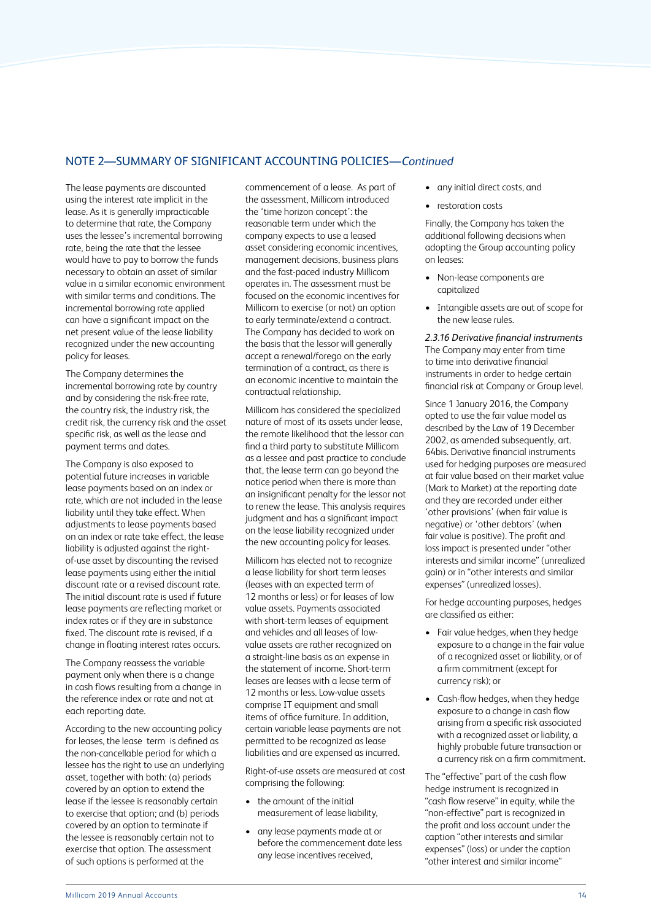## NOTE 2—SUMMARY OF SIGNIFICANT ACCOUNTING POLICIES—*Continued*

The lease payments are discounted using the interest rate implicit in the lease. As it is generally impracticable to determine that rate, the Company uses the lessee's incremental borrowing rate, being the rate that the lessee would have to pay to borrow the funds necessary to obtain an asset of similar value in a similar economic environment with similar terms and conditions. The incremental borrowing rate applied can have a significant impact on the net present value of the lease liability recognized under the new accounting policy for leases.

The Company determines the incremental borrowing rate by country and by considering the risk-free rate, the country risk, the industry risk, the credit risk, the currency risk and the asset specific risk, as well as the lease and payment terms and dates.

The Company is also exposed to potential future increases in variable lease payments based on an index or rate, which are not included in the lease liability until they take effect. When adjustments to lease payments based on an index or rate take effect, the lease liability is adjusted against the right-of-use asset by discounting the revised lease payments using either the initial discount rate or a revised discount rate. The initial discount rate is used if future lease payments are reflecting market or index rates or if they are in substance fixed. The discount rate is revised, if a change in floating interest rates occurs.

The Company reassess the variable payment only when there is a change in cash flows resulting from a change in the reference index or rate and not at each reporting date.

According to the new accounting policy for leases, the lease term is defined as the non-cancellable period for which a lessee has the right to use an underlying asset, together with both: (a) periods covered by an option to extend the lease if the lessee is reasonably certain to exercise that option; and (b) periods covered by an option to terminate if the lessee is reasonably certain not to exercise that option. The assessment of such options is performed at the commencement of a lease. As part of the assessment, Millicom introduced the 'time horizon concept': the reasonable term under which the company expects to use a leased asset considering economic incentives, management decisions, business plans and the fast-paced industry Millicom operates in. The assessment must be focused on the economic incentives for Millicom to exercise (or not) an option to early terminate/extend a contract. The Company has decided to work on the basis that the lessor will generally accept a renewal/forego on the early termination of a contract, as there is an economic incentive to maintain the contractual relationship.

Millicom has considered the specialized nature of most of its assets under lease, the remote likelihood that the lessor can find a third party to substitute Millicom as a lessee and past practice to conclude that, the lease term can go beyond the notice period when there is more than an insignificant penalty for the lessor not to renew the lease. This analysis requires judgment and has a significant impact on the lease liability recognized under the new accounting policy for leases.

Millicom has elected not to recognize a lease liability for short term leases (leases with an expected term of 12 months or less) or for leases of low value assets. Payments associated with short-term leases of equipment and vehicles and all leases of low-value assets are rather recognized on a straight-line basis as an expense in the statement of income. Short-term leases are leases with a lease term of 12 months or less. Low-value assets comprise IT equipment and small items of office furniture. In addition, certain variable lease payments are not permitted to be recognized as lease liabilities and are expensed as incurred.

Right-of-use assets are measured at cost comprising the following:

- the amount of the initial measurement of lease liability,
- any lease payments made at or before the commencement date less any lease incentives received,
- any initial direct costs, and
- restoration costs

Finally, the Company has taken the additional following decisions when adopting the Group accounting policy on leases:

- Non-lease components are capitalized
- Intangible assets are out of scope for the new lease rules.

*2.3.16 Derivative financial instruments*

The Company may enter from time to time into derivative financial instruments in order to hedge certain financial risk at Company or Group level.

Since 1 January 2016, the Company opted to use the fair value model as described by the Law of 19 December 2002, as amended subsequently, art. 64bis. Derivative financial instruments used for hedging purposes are measured at fair value based on their market value (Mark to Market) at the reporting date and they are recorded under either 'other provisions' (when fair value is negative) or 'other debtors' (when fair value is positive). The profit and loss impact is presented under "other interests and similar income" (unrealized gain) or in "other interests and similar expenses" (unrealized losses).

For hedge accounting purposes, hedges are classified as either:

- Fair value hedges, when they hedge exposure to a change in the fair value of a recognized asset or liability, or of a firm commitment (except for currency risk); or
- Cash-flow hedges, when they hedge exposure to a change in cash flow arising from a specific risk associated with a recognized asset or liability, a highly probable future transaction or a currency risk on a firm commitment.

The "effective" part of the cash flow hedge instrument is recognized in "cash flow reserve" in equity, while the "non-effective" part is recognized in the profit and loss account under the caption "other interests and similar expenses" (loss) or under the caption "other interest and similar income"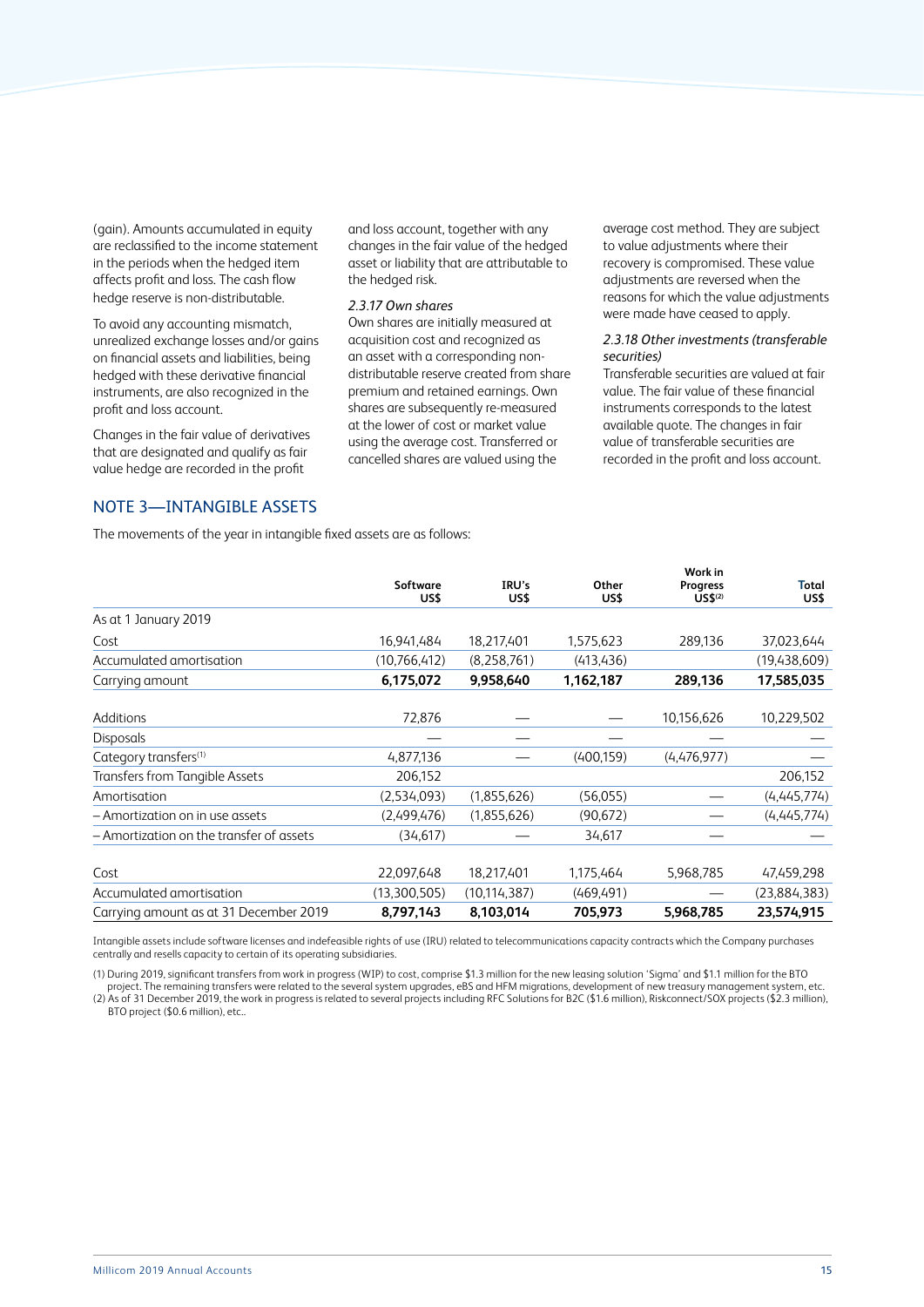(gain). Amounts accumulated in equity are reclassified to the income statement in the periods when the hedged item affects profit and loss. The cash flow hedge reserve is non-distributable.

To avoid any accounting mismatch, unrealized exchange losses and/or gains on financial assets and liabilities, being hedged with these derivative financial instruments, are also recognized in the profit and loss account.

Changes in the fair value of derivatives that are designated and qualify as fair value hedge are recorded in the profit and loss account, together with any changes in the fair value of the hedged asset or liability that are attributable to the hedged risk.

*2.3.17 Own shares*

Own shares are initially measured at acquisition cost and recognized as an asset with a corresponding non-distributable reserve created from share premium and retained earnings. Own shares are subsequently re-measured at the lower of cost or market value using the average cost. Transferred or cancelled shares are valued using the average cost method. They are subject to value adjustments where their recovery is compromised. These value adjustments are reversed when the reasons for which the value adjustments were made have ceased to apply.

*2.3.18 Other investments (transferable securities)*

Transferable securities are valued at fair value. The fair value of these financial instruments corresponds to the latest available quote. The changes in fair value of transferable securities are recorded in the profit and loss account.

## NOTE 3—INTANGIBLE ASSETS

The movements of the year in intangible fixed assets are as follows:

| | Software US$ | IRU's US$ | Other US$ | Work in Progress US$[(2)] | Total US$ |
|---|---|---|---|---|---|
| As at 1 January 2019 | | | | | |
| Cost | 16,941,484 | 18,217,401 | 1,575,623 | 289,136 | 37,023,644 |
| Accumulated amortisation | (10,766,412) | (8,258,761) | (413,436) | | (19,438,609) |
| Carrying amount | **6,175,072** | **9,958,640** | **1,162,187** | **289,136** | **17,585,035** |
| Additions | 72,876 | — | — | 10,156,626 | 10,229,502 |
| Disposals | — | — | — | — | — |
| Category transfers[(1)] | 4,877,136 | — | (400,159) | (4,476,977) | — |
| Transfers from Tangible Assets | 206,152 | | | | 206,152 |
| Amortisation | (2,534,093) | (1,855,626) | (56,055) | — | (4,445,774) |
| – Amortization on in use assets | (2,499,476) | (1,855,626) | (90,672) | — | (4,445,774) |
| – Amortization on the transfer of assets | (34,617) | — | 34,617 | — | — |
| Cost | 22,097,648 | 18,217,401 | 1,175,464 | 5,968,785 | 47,459,298 |
| Accumulated amortisation | (13,300,505) | (10,114,387) | (469,491) | — | (23,884,383) |
| Carrying amount as at 31 December 2019 | **8,797,143** | **8,103,014** | **705,973** | **5,968,785** | **23,574,915** |

Intangible assets include software licenses and indefeasible rights of use (IRU) related to telecommunications capacity contracts which the Company purchases centrally and resells capacity to certain of its operating subsidiaries.

(1) During 2019, significant transfers from work in progress (WIP) to cost, comprise $1.3 million for the new leasing solution 'Sigma' and $1.1 million for the BTO project. The remaining transfers were related to the several system upgrades, eBS and HFM migrations, development of new treasury management system, etc.

(2) As of 31 December 2019, the work in progress is related to several projects including RFC Solutions for B2C ($1.6 million), Riskconnect/SOX projects ($2.3 million), BTO project ($0.6 million), etc..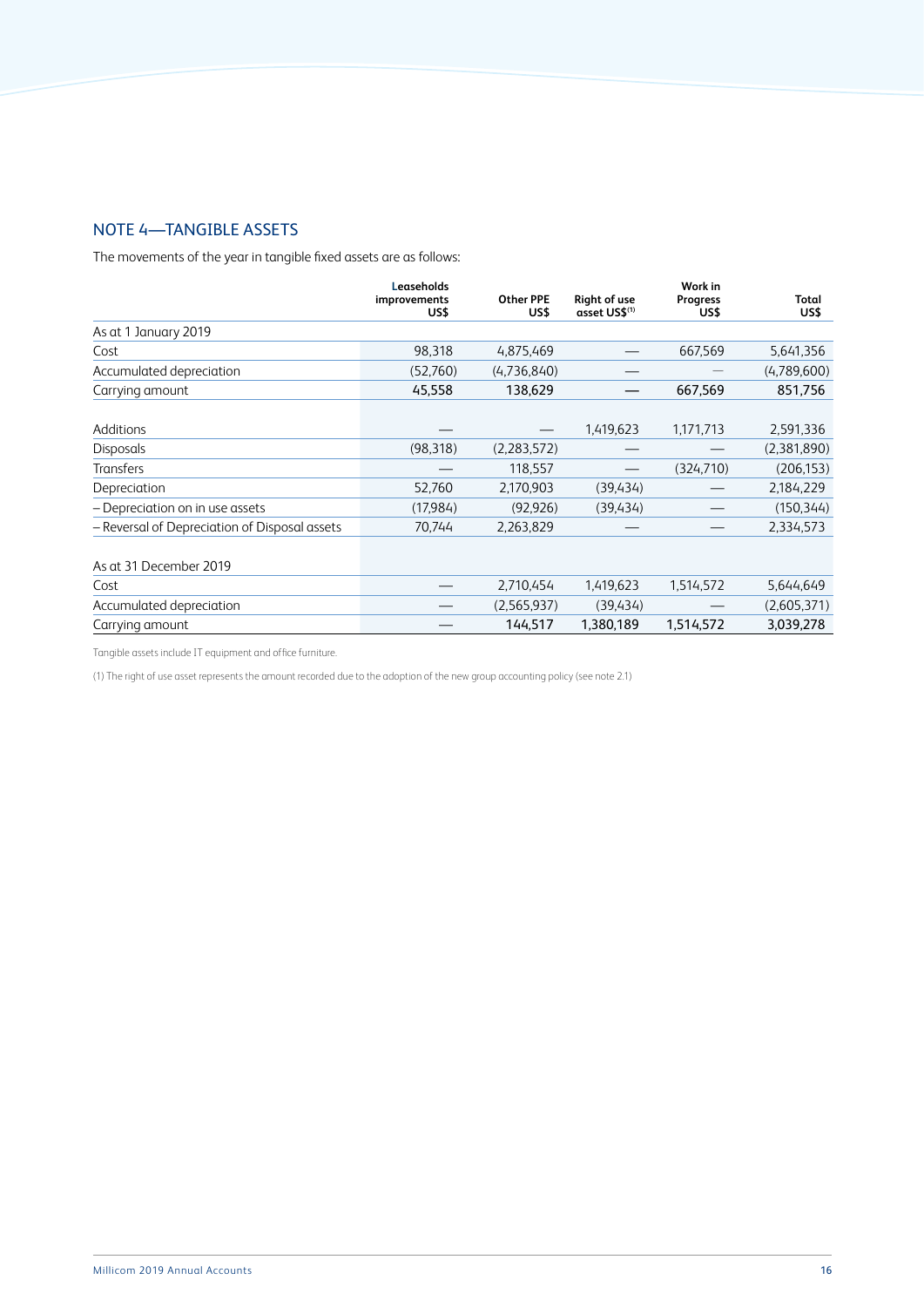## NOTE 4—TANGIBLE ASSETS

The movements of the year in tangible fixed assets are as follows:

| | Leaseholds improvements US$ | Other PPE US$ | Right of use asset US$[1] | Work in Progress US$ | Total US$ |
|---|---|---|---|---|---|
| As at 1 January 2019 | | | | | |
| Cost | 98,318 | 4,875,469 | — | 667,569 | 5,641,356 |
| Accumulated depreciation | (52,760) | (4,736,840) | — | — | (4,789,600) |
| Carrying amount | 45,558 | 138,629 | — | 667,569 | 851,756 |
| | | | | | |
| Additions | — | — | 1,419,623 | 1,171,713 | 2,591,336 |
| Disposals | (98,318) | (2,283,572) | — | — | (2,381,890) |
| Transfers | — | 118,557 | — | (324,710) | (206,153) |
| Depreciation | 52,760 | 2,170,903 | (39,434) | — | 2,184,229 |
| – Depreciation on in use assets | (17,984) | (92,926) | (39,434) | — | (150,344) |
| – Reversal of Depreciation of Disposal assets | 70,744 | 2,263,829 | — | — | 2,334,573 |
| | | | | | |
| As at 31 December 2019 | | | | | |
| Cost | — | 2,710,454 | 1,419,623 | 1,514,572 | 5,644,649 |
| Accumulated depreciation | — | (2,565,937) | (39,434) | — | (2,605,371) |
| Carrying amount | — | 144,517 | 1,380,189 | 1,514,572 | 3,039,278 |

Tangible assets include IT equipment and office furniture.

(1) The right of use asset represents the amount recorded due to the adoption of the new group accounting policy (see note 2.1)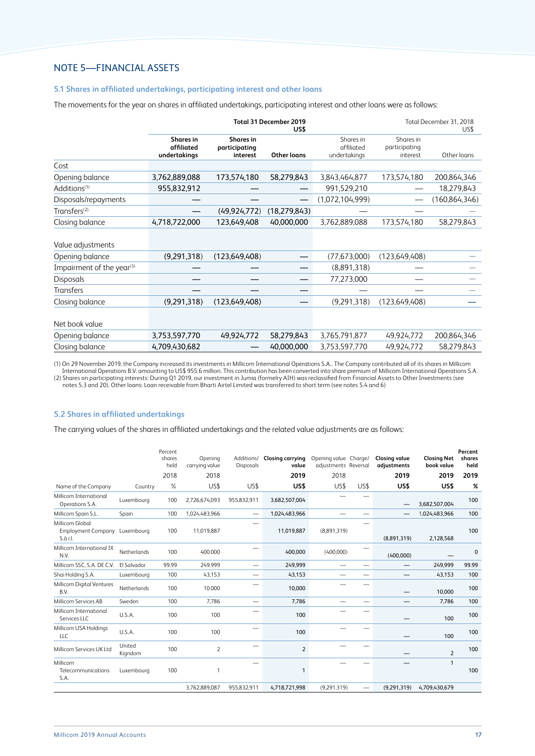## NOTE 5—FINANCIAL ASSETS

### 5.1 Shares in affiliated undertakings, participating interest and other loans

The movements for the year on shares in affiliated undertakings, participating interest and other loans were as follows:

| | **Total 31 December 2019 US$** | | | Total December 31, 2018 US$ | | |
|---|---|---|---|---|---|---|
| | **Shares in affiliated undertakings** | **Shares in participating interest** | **Other loans** | Shares in affiliated undertakings | Shares in participating interest | Other loans |
| Cost | | | | | | |
| Opening balance | 3,762,889,088 | 173,574,180 | 58,279,843 | 3,843,464,877 | 173,574,180 | 200,864,346 |
| Additions[(1)] | 955,832,912 | — | — | 991,529,210 | — | 18,279,843 |
| Disposals/repayments | — | — | — | (1,072,104,999) | — | (160,864,346) |
| Transfers[(2)] | — | (49,924,772) | (18,279,843) | — | — | — |
| Closing balance | 4,718,722,000 | 123,649,408 | 40,000,000 | 3,762,889,088 | 173,574,180 | 58,279,843 |
| | | | | | | |
| Value adjustments | | | | | | |
| Opening balance | (9,291,318) | (123,649,408) | — | (77,673,000) | (123,649,408) | — |
| Impairment of the year[(3)] | — | — | — | (8,891,318) | — | — |
| Disposals | — | — | — | 77,273,000 | — | — |
| Transfers | — | — | — | — | — | — |
| Closing balance | (9,291,318) | (123,649,408) | — | (9,291,318) | (123,649,408) | — |
| | | | | | | |
| Net book value | | | | | | |
| Opening balance | 3,753,597,770 | 49,924,772 | 58,279,843 | 3,765,791,877 | 49,924,772 | 200,864,346 |
| Closing balance | 4,709,430,682 | — | 40,000,000 | 3,753,597,770 | 49,924,772 | 58,279,843 |

(1) On 29 November 2019, the Company increased its investments in Millicom International Operations S.A.. The Company contributed all of its shares in Millicom International Operations B.V. amounting to US$ 955.6 million. This contribution has been converted into share premium of Millicom International Operations S.A..
(2) Shares on participating interests: During Q1 2019, our investment in Jumia (formelry AIH) was reclassified from Financial Assets to Other Investments (see notes 5.3 and 20). Other loans: Loan receivable from Bharti Airtel Limited was transferred to short term (see notes 5.4 and 6)

### 5.2 Shares in affiliated undertakings

The carrying values of the shares in affiliated undertakings and the related value adjustments are as follows:

| Name of the Company | Country | Percent shares held 2018 % | Opening carrying value 2018 US$ | Additions/ Disposals US$ | **Closing carrying value 2019 US$** | Opening value adjustments 2018 US$ | Charge/ Reversal US$ | **Closing value adjustments 2019 US$** | **Closing Net book value 2019 US$** | **Percent shares held 2019 %** |
|---|---|---|---|---|---|---|---|---|---|---|
| Millicom International Operations S.A. | Luxembourg | 100 | 2,726,674,093 | 955,832,911 | 3,682,507,004 | — | — | — | 3,682,507,004 | 100 |
| Millicom Spain S.L. | Spain | 100 | 1,024,483,966 | — | 1,024,483,966 | — | — | — | 1,024,483,966 | 100 |
| Millicom Global Employment Company S.à r.l. | Luxembourg | 100 | 11,019,887 | — | 11,019,887 | (8,891,319) | — | (8,891,319) | 2,128,568 | 100 |
| Millicom International IX N.V. | Netherlands | 100 | 400.000 | — | 400,000 | (400,000) | — | (400,000) | — | 0 |
| Millicom SSC, S.A. DE C.V. | El Salvador | 99.99 | 249.999 | — | 249,999 | — | — | — | 249,999 | 99.99 |
| Shai Holding S.A. | Luxembourg | 100 | 43,153 | — | 43,153 | — | — | — | 43,153 | 100 |
| Millicom Digital Ventures B.V. | Netherlands | 100 | 10.000 | — | 10,000 | — | — | — | 10,000 | 100 |
| Millicom Services AB | Sweden | 100 | 7,786 | — | 7,786 | — | — | — | 7,786 | 100 |
| Millicom International Services LLC | U.S.A. | 100 | 100 | — | 100 | — | — | — | 100 | 100 |
| Millicom USA Holdings LLC | U.S.A. | 100 | 100 | — | 100 | — | — | — | 100 | 100 |
| Millicom Services UK Ltd | United Kingdom | 100 | 2 | — | 2 | — | — | — | 2 | 100 |
| Millicom Telecommunications S.A. | Luxembourg | 100 | 1 | — | 1 | — | — | — | 1 | 100 |
| | | | 3,762,889,087 | 955,832,911 | 4,718,721,998 | (9,291,319) | — | (9,291,319) | 4,709,430,679 | |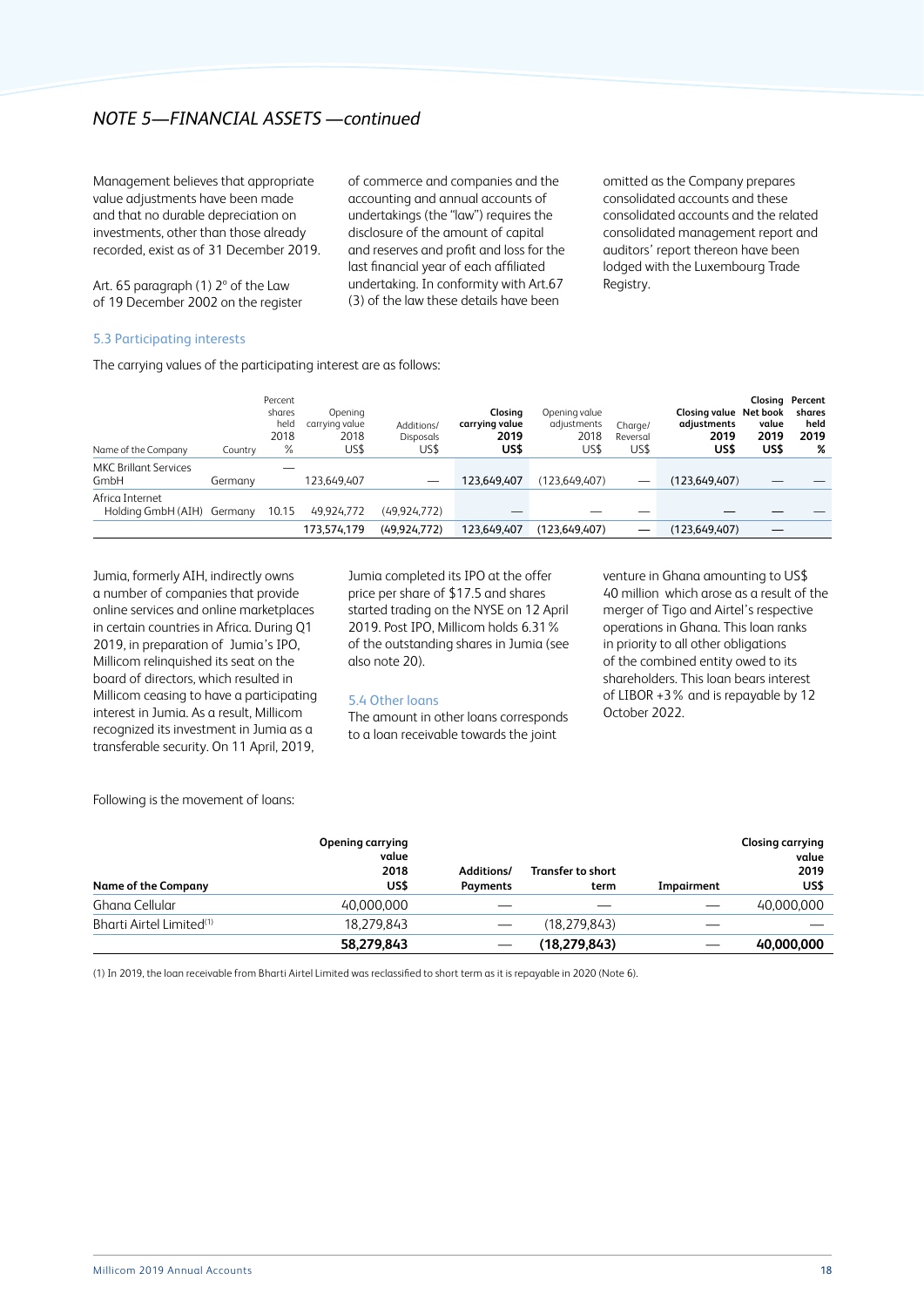## *NOTE 5—FINANCIAL ASSETS —continued*

Management believes that appropriate value adjustments have been made and that no durable depreciation on investments, other than those already recorded, exist as of 31 December 2019.

Art. 65 paragraph (1) 2° of the Law of 19 December 2002 on the register of commerce and companies and the accounting and annual accounts of undertakings (the "law") requires the disclosure of the amount of capital and reserves and profit and loss for the last financial year of each affiliated undertaking. In conformity with Art.67 (3) of the law these details have been omitted as the Company prepares consolidated accounts and these consolidated accounts and the related consolidated management report and auditors' report thereon have been lodged with the Luxembourg Trade Registry.

### 5.3 Participating interests

The carrying values of the participating interest are as follows:

| Name of the Company | Country | Percent shares held 2018 % | Opening carrying value 2018 US$ | Additions/ Disposals US$ | **Closing carrying value 2019 US$** | Opening value adjustments 2018 US$ | Charge/ Reversal US$ | **Closing value adjustments 2019 US$** | **Closing Net book value 2019 US$** | **Percent shares held 2019 %** |
|---|---|---|---|---|---|---|---|---|---|---|
| MKC Brilliant Services GmbH | Germany | — | 123,649,407 | — | 123,649,407 | (123,649,407) | — | (123,649,407) | — | — |
| Africa Internet Holding GmbH (AIH) | Germany | 10.15 | 49,924,772 | (49,924,772) | — | — | — | — | — | — |
| | | | 173,574,179 | (49,924,772) | 123,649,407 | (123,649,407) | — | (123,649,407) | — | |

Jumia, formerly AIH, indirectly owns a number of companies that provide online services and online marketplaces in certain countries in Africa. During Q1 2019, in preparation of Jumia's IPO, Millicom relinquished its seat on the board of directors, which resulted in Millicom ceasing to have a participating interest in Jumia. As a result, Millicom recognized its investment in Jumia as a transferable security. On 11 April, 2019, Jumia completed its IPO at the offer price per share of $17.5 and shares started trading on the NYSE on 12 April 2019. Post IPO, Millicom holds 6.31% of the outstanding shares in Jumia (see also note 20).

### 5.4 Other loans

The amount in other loans corresponds to a loan receivable towards the joint venture in Ghana amounting to US$ 40 million which arose as a result of the merger of Tigo and Airtel's respective operations in Ghana. This loan ranks in priority to all other obligations of the combined entity owed to its shareholders. This loan bears interest of LIBOR +3% and is repayable by 12 October 2022.

Following is the movement of loans:

| **Name of the Company** | **Opening carrying value 2018 US$** | **Additions/ Payments** | **Transfer to short term** | **Impairment** | **Closing carrying value 2019 US$** |
|---|---|---|---|---|---|
| Ghana Cellular | 40,000,000 | — | — | — | 40,000,000 |
| Bharti Airtel Limited[1] | 18,279,843 | — | (18,279,843) | — | — |
| | **58,279,843** | — | **(18,279,843)** | — | **40,000,000** |

(1) In 2019, the loan receivable from Bharti Airtel Limited was reclassified to short term as it is repayable in 2020 (Note 6).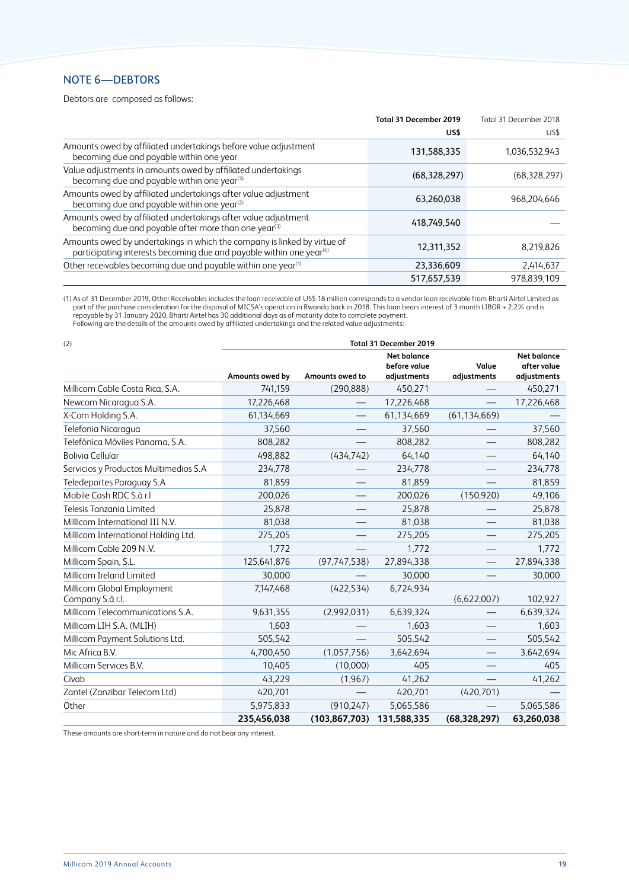## NOTE 6—DEBTORS

Debtors are composed as follows:

| | Total 31 December 2019 US$ | Total 31 December 2018 US$ |
|---|---|---|
| Amounts owed by affiliated undertakings before value adjustment becoming due and payable within one year | 131,588,335 | 1,036,532,943 |
| Value adjustments in amounts owed by affiliated undertakings becoming due and payable within one year[3] | (68,328,297) | (68,328,297) |
| Amounts owed by affiliated undertakings after value adjustment becoming due and payable within one year[2] | 63,260,038 | 968,204,646 |
| Amounts owed by affiliated undertakings after value adjustment becoming due and payable after more than one year[3] | 418,749,540 | — |
| Amounts owed by undertakings in which the company is linked by virtue of participating interests becoming due and payable within one year[4] | 12,311,352 | 8,219,826 |
| Other receivables becoming due and payable within one year[1] | 23,336,609 | 2,414,637 |
| | 517,657,539 | 978,839,109 |

(1) As of 31 December 2019, Other Receivables includes the loan receivable of US$ 18 million corresponds to a vendor loan receivable from Bharti Airtel Limited as part of the purchase consideration for the disposal of MICSA's operation in Rwanda back in 2018. This loan bears interest of 3 month LIBOR + 2.2% and is repayable by 31 January 2020. Bharti Airtel has 30 additional days as of maturity date to complete payment.
Following are the details of the amounts owed by affiliated undertakings and the related value adjustments:

| (2) | Total 31 December 2019 | | | | |
|---|---|---|---|---|---|
| | Amounts owed by | Amounts owed to | Net balance before value adjustments | Value adjustments | Net balance after value adjustments |
| Millicom Cable Costa Rica, S.A. | 741,159 | (290,888) | 450,271 | — | 450,271 |
| Newcom Nicaragua S.A. | 17,226,468 | — | 17,226,468 | — | 17,226,468 |
| X-Com Holding S.A. | 61,134,669 | — | 61,134,669 | (61,134,669) | — |
| Telefonia Nicaragua | 37,560 | — | 37,560 | — | 37,560 |
| Telefónica Móviles Panama, S.A. | 808,282 | — | 808,282 | — | 808,282 |
| Bolivia Cellular | 498,882 | (434,742) | 64,140 | — | 64,140 |
| Servicios y Productos Multimedios S.A | 234,778 | — | 234,778 | — | 234,778 |
| Teledeportes Paraguay S.A | 81,859 | — | 81,859 | — | 81,859 |
| Mobile Cash RDC S.à r.l | 200,026 | — | 200,026 | (150,920) | 49,106 |
| Telesis Tanzania Limited | 25,878 | — | 25,878 | — | 25,878 |
| Millicom International III N.V. | 81,038 | — | 81,038 | — | 81,038 |
| Millicom International Holding Ltd. | 275,205 | — | 275,205 | — | 275,205 |
| Millicom Cable 209 N .V. | 1,772 | — | 1,772 | — | 1,772 |
| Millicom Spain, S.L. | 125,641,876 | (97,747,538) | 27,894,338 | — | 27,894,338 |
| Millicom Ireland Limited | 30,000 | — | 30,000 | — | 30,000 |
| Millicom Global Employment Company S.à r.l. | 7,147,468 | (422,534) | 6,724,934 | (6,622,007) | 102,927 |
| Millicom Telecommunications S.A. | 9,631,355 | (2,992,031) | 6,639,324 | — | 6,639,324 |
| Millicom LIH S.A. (MLIH) | 1,603 | — | 1,603 | — | 1,603 |
| Millicom Payment Solutions Ltd. | 505,542 | — | 505,542 | — | 505,542 |
| Mic Africa B.V. | 4,700,450 | (1,057,756) | 3,642,694 | — | 3,642,694 |
| Millicom Services B.V. | 10,405 | (10,000) | 405 | — | 405 |
| Civab | 43,229 | (1,967) | 41,262 | — | 41,262 |
| Zantel (Zanzibar Telecom Ltd) | 420,701 | — | 420,701 | (420,701) | — |
| Other | 5,975,833 | (910,247) | 5,065,586 | — | 5,065,586 |
| | **235,456,038** | **(103,867,703)** | **131,588,335** | **(68,328,297)** | **63,260,038** |

These amounts are short-term in nature and do not bear any interest.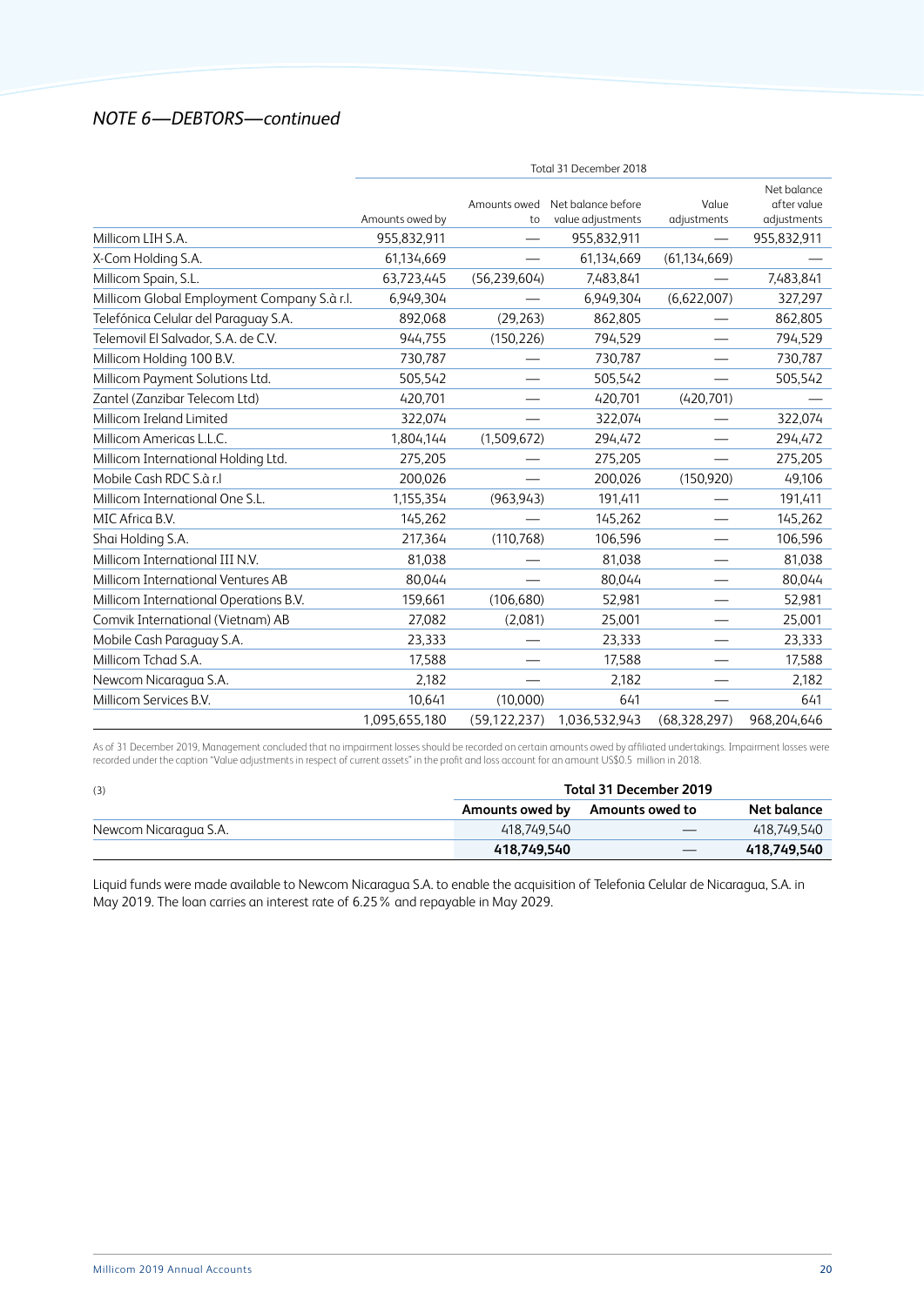## *NOTE 6—DEBTORS—continued*

| | Total 31 December 2018 | | | | |
|---|---|---|---|---|---|
| | Amounts owed by | Amounts owed to | Net balance before value adjustments | Value adjustments | Net balance after value adjustments |
| Millicom LIH S.A. | 955,832,911 | — | 955,832,911 | — | 955,832,911 |
| X-Com Holding S.A. | 61,134,669 | — | 61,134,669 | (61,134,669) | — |
| Millicom Spain, S.L. | 63,723,445 | (56,239,604) | 7,483,841 | — | 7,483,841 |
| Millicom Global Employment Company S.à r.l. | 6,949,304 | — | 6,949,304 | (6,622,007) | 327,297 |
| Telefónica Celular del Paraguay S.A. | 892,068 | (29,263) | 862,805 | — | 862,805 |
| Telemovil El Salvador, S.A. de C.V. | 944,755 | (150,226) | 794,529 | — | 794,529 |
| Millicom Holding 100 B.V. | 730,787 | — | 730,787 | — | 730,787 |
| Millicom Payment Solutions Ltd. | 505,542 | — | 505,542 | — | 505,542 |
| Zantel (Zanzibar Telecom Ltd) | 420,701 | — | 420,701 | (420,701) | — |
| Millicom Ireland Limited | 322,074 | — | 322,074 | — | 322,074 |
| Millicom Americas L.L.C. | 1,804,144 | (1,509,672) | 294,472 | — | 294,472 |
| Millicom International Holding Ltd. | 275,205 | — | 275,205 | — | 275,205 |
| Mobile Cash RDC S.à r.l | 200,026 | — | 200,026 | (150,920) | 49,106 |
| Millicom International One S.L. | 1,155,354 | (963,943) | 191,411 | — | 191,411 |
| MIC Africa B.V. | 145,262 | — | 145,262 | — | 145,262 |
| Shai Holding S.A. | 217,364 | (110,768) | 106,596 | — | 106,596 |
| Millicom International III N.V. | 81,038 | — | 81,038 | — | 81,038 |
| Millicom International Ventures AB | 80,044 | — | 80,044 | — | 80,044 |
| Millicom International Operations B.V. | 159,661 | (106,680) | 52,981 | — | 52,981 |
| Comvik International (Vietnam) AB | 27,082 | (2,081) | 25,001 | — | 25,001 |
| Mobile Cash Paraguay S.A. | 23,333 | — | 23,333 | — | 23,333 |
| Millicom Tchad S.A. | 17,588 | — | 17,588 | — | 17,588 |
| Newcom Nicaragua S.A. | 2,182 | — | 2,182 | — | 2,182 |
| Millicom Services B.V. | 10,641 | (10,000) | 641 | — | 641 |
| | 1,095,655,180 | (59,122,237) | 1,036,532,943 | (68,328,297) | 968,204,646 |

As of 31 December 2019, Management concluded that no impairment losses should be recorded on certain amounts owed by affiliated undertakings. Impairment losses were recorded under the caption "Value adjustments in respect of current assets" in the profit and loss account for an amount US$0.5 million in 2018.

| (3) | **Total 31 December 2019** | | |
|---|---|---|---|
| | **Amounts owed by** | **Amounts owed to** | **Net balance** |
| Newcom Nicaragua S.A. | 418,749,540 | — | 418,749,540 |
| | **418,749,540** | — | **418,749,540** |

Liquid funds were made available to Newcom Nicaragua S.A. to enable the acquisition of Telefonia Celular de Nicaragua, S.A. in May 2019. The loan carries an interest rate of 6.25% and repayable in May 2029.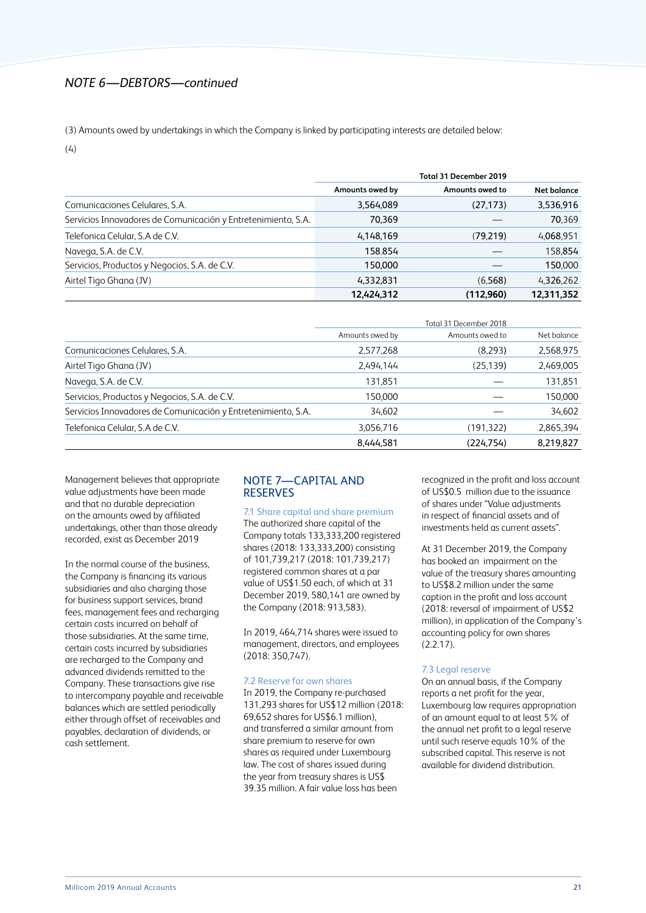## NOTE 6—DEBTORS—continued

(3) Amounts owed by undertakings in which the Company is linked by participating interests are detailed below:

(4)

| | Total 31 December 2019 | | |
|---|---|---|---|
| | **Amounts owed by** | **Amounts owed to** | **Net balance** |
| Comunicaciones Celulares, S.A. | 3,564,089 | (27,173) | 3,536,916 |
| Servicios Innovadores de Comunicación y Entretenimiento, S.A. | 70,369 | — | 70,369 |
| Telefonica Celular, S.A de C.V. | 4,148,169 | (79,219) | 4,068,951 |
| Navega, S.A. de C.V. | 158,854 | — | 158,854 |
| Servicios, Productos y Negocios, S.A. de C.V. | 150,000 | — | 150,000 |
| Airtel Tigo Ghana (JV) | 4,332,831 | (6,568) | 4,326,262 |
| | **12,424,312** | **(112,960)** | **12,311,352** |

| | Total 31 December 2018 | | |
|---|---|---|---|
| | Amounts owed by | Amounts owed to | Net balance |
| Comunicaciones Celulares, S.A. | 2,577,268 | (8,293) | 2,568,975 |
| Airtel Tigo Ghana (JV) | 2,494,144 | (25,139) | 2,469,005 |
| Navega, S.A. de C.V. | 131,851 | — | 131,851 |
| Servicios, Productos y Negocios, S.A. de C.V. | 150,000 | — | 150,000 |
| Servicios Innovadores de Comunicación y Entretenimiento, S.A. | 34,602 | — | 34,602 |
| Telefonica Celular, S.A de C.V. | 3,056,716 | (191,322) | 2,865,394 |
| | 8,444,581 | (224,754) | 8,219,827 |

Management believes that appropriate value adjustments have been made and that no durable depreciation on the amounts owed by affiliated undertakings, other than those already recorded, exist as December 2019

In the normal course of the business, the Company is financing its various subsidiaries and also charging those for business support services, brand fees, management fees and recharging certain costs incurred on behalf of those subsidiaries. At the same time, certain costs incurred by subsidiaries are recharged to the Company and advanced dividends remitted to the Company. These transactions give rise to intercompany payable and receivable balances which are settled periodically either through offset of receivables and payables, declaration of dividends, or cash settlement.

## NOTE 7—CAPITAL AND RESERVES

### 7.1 Share capital and share premium

The authorized share capital of the Company totals 133,333,200 registered shares (2018: 133,333,200) consisting of 101,739,217 (2018: 101,739,217) registered common shares at a par value of US$1.50 each, of which at 31 December 2019, 580,141 are owned by the Company (2018: 913,583).

In 2019, 464,714 shares were issued to management, directors, and employees (2018: 350,747).

### 7.2 Reserve for own shares

In 2019, the Company re-purchased 131,293 shares for US$12 million (2018: 69,652 shares for US$6.1 million), and transferred a similar amount from share premium to reserve for own shares as required under Luxembourg law. The cost of shares issued during the year from treasury shares is US$ 39.35 million. A fair value loss has been recognized in the profit and loss account of US$0.5 million due to the issuance of shares under "Value adjustments in respect of financial assets and of investments held as current assets".

At 31 December 2019, the Company has booked an impairment on the value of the treasury shares amounting to US$8.2 million under the same caption in the profit and loss account (2018: reversal of impairment of US$2 million), in application of the Company's accounting policy for own shares (2.2.17).

### 7.3 Legal reserve

On an annual basis, if the Company reports a net profit for the year, Luxembourg law requires appropriation of an amount equal to at least 5% of the annual net profit to a legal reserve until such reserve equals 10% of the subscribed capital. This reserve is not available for dividend distribution.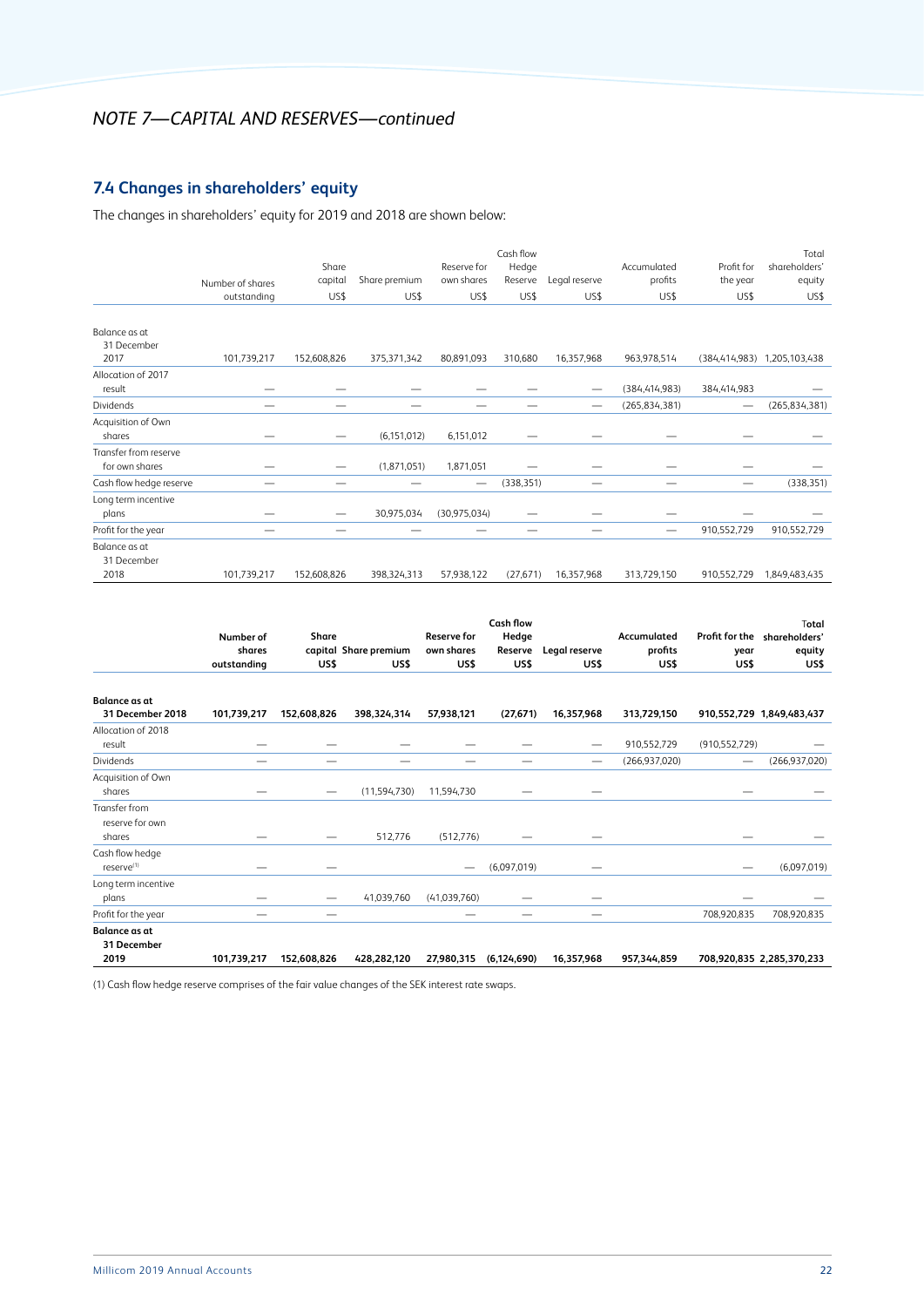## NOTE 7—CAPITAL AND RESERVES—continued

### 7.4 Changes in shareholders' equity

The changes in shareholders' equity for 2019 and 2018 are shown below:

| | Number of shares outstanding | Share capital US$ | Share premium US$ | Reserve for own shares US$ | Cash flow Hedge Reserve US$ | Legal reserve US$ | Accumulated profits US$ | Profit for the year US$ | Total shareholders' equity US$ |
|---|---|---|---|---|---|---|---|---|---|
| Balance as at 31 December 2017 | 101,739,217 | 152,608,826 | 375,371,342 | 80,891,093 | 310,680 | 16,357,968 | 963,978,514 | (384,414,983) | 1,205,103,438 |
| Allocation of 2017 result | — | — | — | — | — | — | (384,414,983) | 384,414,983 | — |
| Dividends | — | — | — | — | — | — | (265,834,381) | — | (265,834,381) |
| Acquisition of Own shares | — | — | (6,151,012) | 6,151,012 | — | — | — | — | — |
| Transfer from reserve for own shares | — | — | (1,871,051) | 1,871,051 | — | — | — | — | — |
| Cash flow hedge reserve | — | — | — | — | (338,351) | — | — | — | (338,351) |
| Long term incentive plans | — | — | 30,975,034 | (30,975,034) | — | — | — | — | — |
| Profit for the year | — | — | — | — | — | — | — | 910,552,729 | 910,552,729 |
| Balance as at 31 December 2018 | 101,739,217 | 152,608,826 | 398,324,313 | 57,938,122 | (27,671) | 16,357,968 | 313,729,150 | 910,552,729 | 1,849,483,435 |

| | Number of shares outstanding | Share capital US$ | Share premium US$ | Reserve for own shares US$ | Cash flow Hedge Reserve US$ | Legal reserve US$ | Accumulated profits US$ | Profit for the year US$ | Total shareholders' equity US$ |
|---|---|---|---|---|---|---|---|---|---|
| **Balance as at 31 December 2018** | **101,739,217** | **152,608,826** | **398,324,314** | **57,938,121** | **(27,671)** | **16,357,968** | **313,729,150** | **910,552,729** | **1,849,483,437** |
| Allocation of 2018 result | — | — | — | — | — | — | 910,552,729 | (910,552,729) | — |
| Dividends | — | — | — | — | — | — | (266,937,020) | — | (266,937,020) |
| Acquisition of Own shares | — | — | (11,594,730) | 11,594,730 | — | — | | — | — |
| Transfer from reserve for own shares | — | — | 512,776 | (512,776) | — | — | | — | — |
| Cash flow hedge reserve[1] | — | — | | — | (6,097,019) | — | | — | (6,097,019) |
| Long term incentive plans | — | — | 41,039,760 | (41,039,760) | — | — | | — | — |
| Profit for the year | — | — | | — | — | — | | 708,920,835 | 708,920,835 |
| **Balance as at 31 December 2019** | **101,739,217** | **152,608,826** | **428,282,120** | **27,980,315** | **(6,124,690)** | **16,357,968** | **957,344,859** | **708,920,835** | **2,285,370,233** |

(1) Cash flow hedge reserve comprises of the fair value changes of the SEK interest rate swaps.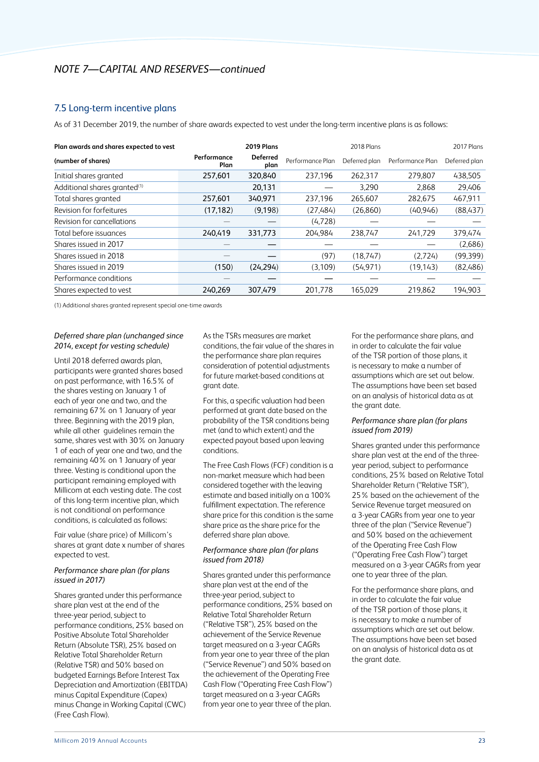## NOTE 7—CAPITAL AND RESERVES—continued

### 7.5 Long-term incentive plans

As of 31 December 2019, the number of share awards expected to vest under the long-term incentive plans is as follows:

| Plan awards and shares expected to vest | 2019 Plans | | 2018 Plans | | 2017 Plans | |
|---|---|---|---|---|---|---|
| (number of shares) | Performance Plan | Deferred plan | Performance Plan | Deferred plan | Performance Plan | Deferred plan |
| Initial shares granted | 257,601 | 320,840 | 237,196 | 262,317 | 279,807 | 438,505 |
| Additional shares granted[(1)] | | 20,131 | — | 3,290 | 2,868 | 29,406 |
| Total shares granted | 257,601 | 340,971 | 237,196 | 265,607 | 282,675 | 467,911 |
| Revision for forfeitures | (17,182) | (9,198) | (27,484) | (26,860) | (40,946) | (88,437) |
| Revision for cancellations | — | — | (4,728) | — | — | — |
| Total before issuances | 240,419 | 331,773 | 204,984 | 238,747 | 241,729 | 379,474 |
| Shares issued in 2017 | — | — | — | — | — | (2,686) |
| Shares issued in 2018 | — | — | (97) | (18,747) | (2,724) | (99,399) |
| Shares issued in 2019 | (150) | (24,294) | (3,109) | (54,971) | (19,143) | (82,486) |
| Performance conditions | — | — | — | — | — | — |
| Shares expected to vest | 240,269 | 307,479 | 201,778 | 165,029 | 219,862 | 194,903 |

(1) Additional shares granted represent special one-time awards

*Deferred share plan (unchanged since 2014, except for vesting schedule)*

Until 2018 deferred awards plan, participants were granted shares based on past performance, with 16.5% of the shares vesting on January 1 of each of year one and two, and the remaining 67% on 1 January of year three. Beginning with the 2019 plan, while all other guidelines remain the same, shares vest with 30% on January 1 of each of year one and two, and the remaining 40% on 1 January of year three. Vesting is conditional upon the participant remaining employed with Millicom at each vesting date. The cost of this long-term incentive plan, which is not conditional on performance conditions, is calculated as follows:

Fair value (share price) of Millicom's shares at grant date x number of shares expected to vest.

*Performance share plan (for plans issued in 2017)*

Shares granted under this performance share plan vest at the end of the three-year period, subject to performance conditions, 25% based on Positive Absolute Total Shareholder Return (Absolute TSR), 25% based on Relative Total Shareholder Return (Relative TSR) and 50% based on budgeted Earnings Before Interest Tax Depreciation and Amortization (EBITDA) minus Capital Expenditure (Capex) minus Change in Working Capital (CWC) (Free Cash Flow).

As the TSRs measures are market conditions, the fair value of the shares in the performance share plan requires consideration of potential adjustments for future market-based conditions at grant date.

For this, a specific valuation had been performed at grant date based on the probability of the TSR conditions being met (and to which extent) and the expected payout based upon leaving conditions.

The Free Cash Flows (FCF) condition is a non-market measure which had been considered together with the leaving estimate and based initially on a 100% fulfillment expectation. The reference share price for this condition is the same share price as the share price for the deferred share plan above.

*Performance share plan (for plans issued from 2018)*

Shares granted under this performance share plan vest at the end of the three-year period, subject to performance conditions, 25% based on Relative Total Shareholder Return ("Relative TSR"), 25% based on the achievement of the Service Revenue target measured on a 3-year CAGRs from year one to year three of the plan ("Service Revenue") and 50% based on the achievement of the Operating Free Cash Flow ("Operating Free Cash Flow") target measured on a 3-year CAGRs from year one to year three of the plan.

For the performance share plans, and in order to calculate the fair value of the TSR portion of those plans, it is necessary to make a number of assumptions which are set out below. The assumptions have been set based on an analysis of historical data as at the grant date.

*Performance share plan (for plans issued from 2019)*

Shares granted under this performance share plan vest at the end of the three-year period, subject to performance conditions, 25% based on Relative Total Shareholder Return ("Relative TSR"), 25% based on the achievement of the Service Revenue target measured on a 3-year CAGRs from year one to year three of the plan ("Service Revenue") and 50% based on the achievement of the Operating Free Cash Flow ("Operating Free Cash Flow") target measured on a 3-year CAGRs from year one to year three of the plan.

For the performance share plans, and in order to calculate the fair value of the TSR portion of those plans, it is necessary to make a number of assumptions which are set out below. The assumptions have been set based on an analysis of historical data as at the grant date.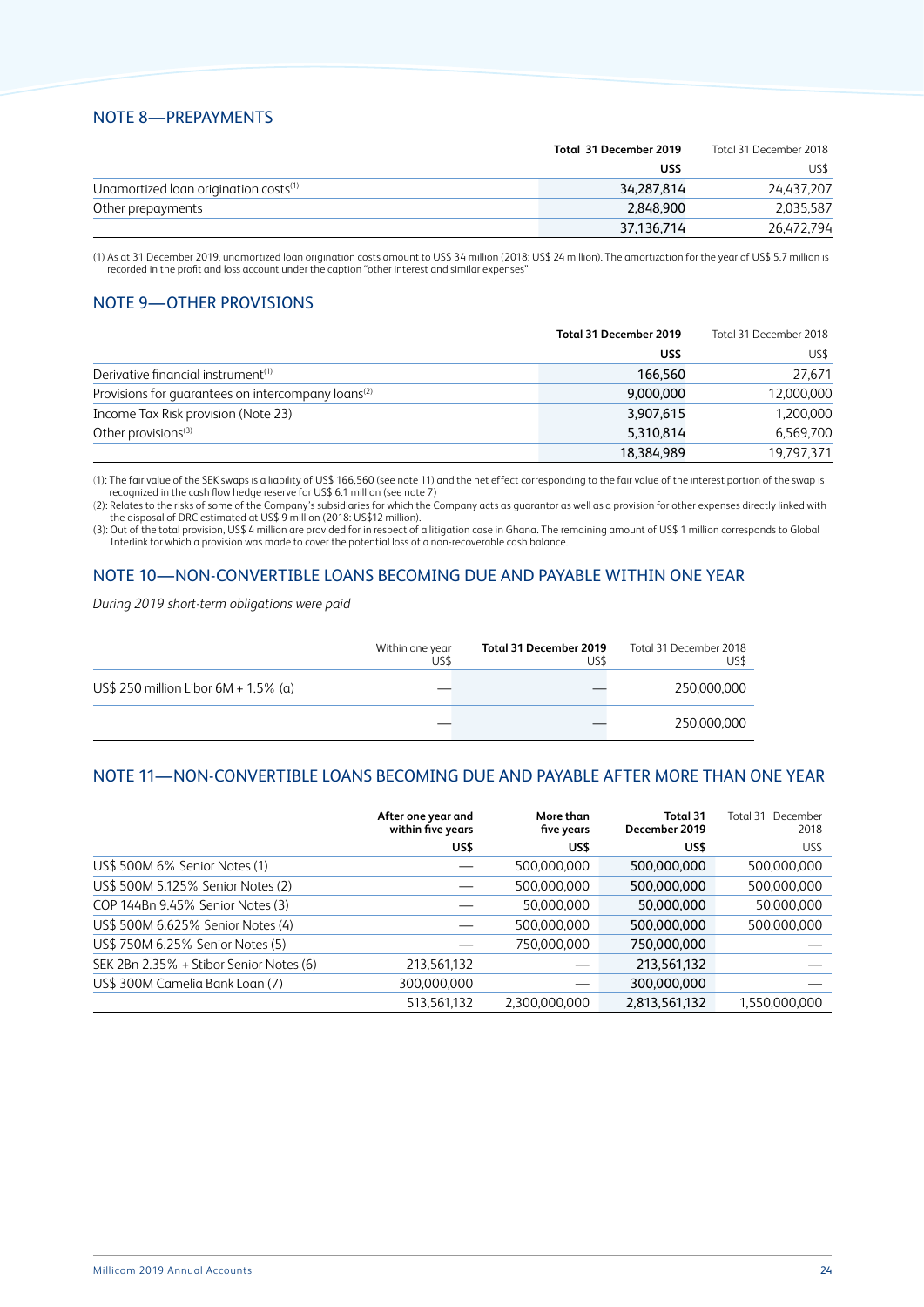## NOTE 8—PREPAYMENTS

| | Total 31 December 2019 | Total 31 December 2018 |
|---|---|---|
| | US$ | US$ |
| Unamortized loan origination costs[1] | 34,287,814 | 24,437,207 |
| Other prepayments | 2,848,900 | 2,035,587 |
| | 37,136,714 | 26,472,794 |

(1) As at 31 December 2019, unamortized loan origination costs amount to US$ 34 million (2018: US$ 24 million). The amortization for the year of US$ 5.7 million is recorded in the profit and loss account under the caption "other interest and similar expenses"

## NOTE 9—OTHER PROVISIONS

| | Total 31 December 2019 | Total 31 December 2018 |
|---|---|---|
| | US$ | US$ |
| Derivative financial instrument[1] | 166,560 | 27,671 |
| Provisions for guarantees on intercompany loans[2] | 9,000,000 | 12,000,000 |
| Income Tax Risk provision (Note 23) | 3,907,615 | 1,200,000 |
| Other provisions[3] | 5,310,814 | 6,569,700 |
| | 18,384,989 | 19,797,371 |

(1): The fair value of the SEK swaps is a liability of US$ 166,560 (see note 11) and the net effect corresponding to the fair value of the interest portion of the swap is recognized in the cash flow hedge reserve for US$ 6.1 million (see note 7)

(2): Relates to the risks of some of the Company's subsidiaries for which the Company acts as guarantor as well as a provision for other expenses directly linked with the disposal of DRC estimated at US$ 9 million (2018: US$12 million).

(3): Out of the total provision, US$ 4 million are provided for in respect of a litigation case in Ghana. The remaining amount of US$ 1 million corresponds to Global Interlink for which a provision was made to cover the potential loss of a non-recoverable cash balance.

## NOTE 10—NON-CONVERTIBLE LOANS BECOMING DUE AND PAYABLE WITHIN ONE YEAR

*During 2019 short-term obligations were paid*

| | Within one year US$ | Total 31 December 2019 US$ | Total 31 December 2018 US$ |
|---|---|---|---|
| US$ 250 million Libor 6M + 1.5% (a) | — | — | 250,000,000 |
| | — | — | 250,000,000 |

## NOTE 11—NON-CONVERTIBLE LOANS BECOMING DUE AND PAYABLE AFTER MORE THAN ONE YEAR

| | After one year and within five years | More than five years | Total 31 December 2019 | Total 31 December 2018 |
|---|---|---|---|---|
| | US$ | US$ | US$ | US$ |
| US$ 500M 6% Senior Notes (1) | — | 500,000,000 | 500,000,000 | 500,000,000 |
| US$ 500M 5.125% Senior Notes (2) | — | 500,000,000 | 500,000,000 | 500,000,000 |
| COP 144Bn 9.45% Senior Notes (3) | — | 50,000,000 | 50,000,000 | 50,000,000 |
| US$ 500M 6.625% Senior Notes (4) | — | 500,000,000 | 500,000,000 | 500,000,000 |
| US$ 750M 6.25% Senior Notes (5) | — | 750,000,000 | 750,000,000 | — |
| SEK 2Bn 2.35% + Stibor Senior Notes (6) | 213,561,132 | — | 213,561,132 | — |
| US$ 300M Camelia Bank Loan (7) | 300,000,000 | — | 300,000,000 | — |
| | 513,561,132 | 2,300,000,000 | 2,813,561,132 | 1,550,000,000 |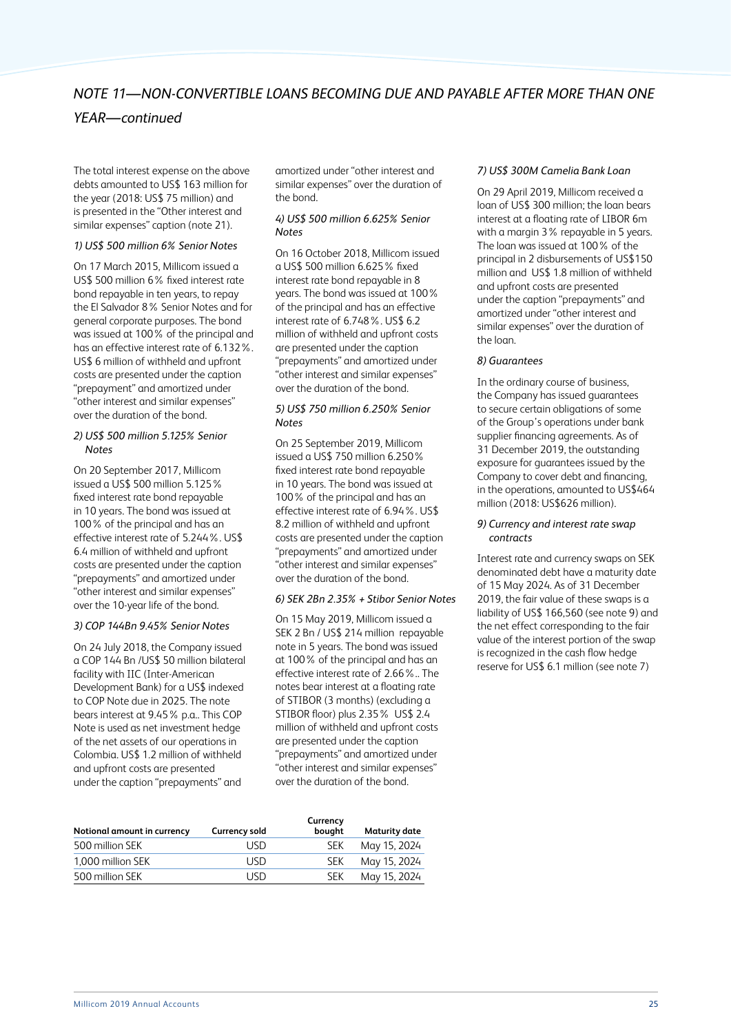## NOTE 11—NON-CONVERTIBLE LOANS BECOMING DUE AND PAYABLE AFTER MORE THAN ONE YEAR—continued

The total interest expense on the above debts amounted to US$ 163 million for the year (2018: US$ 75 million) and is presented in the "Other interest and similar expenses" caption (note 21).

*1) US$ 500 million 6% Senior Notes*

On 17 March 2015, Millicom issued a US$ 500 million 6% fixed interest rate bond repayable in ten years, to repay the El Salvador 8% Senior Notes and for general corporate purposes. The bond was issued at 100% of the principal and has an effective interest rate of 6.132%. US$ 6 million of withheld and upfront costs are presented under the caption "prepayment" and amortized under "other interest and similar expenses" over the duration of the bond.

*2) US$ 500 million 5.125% Senior Notes*

On 20 September 2017, Millicom issued a US$ 500 million 5.125% fixed interest rate bond repayable in 10 years. The bond was issued at 100% of the principal and has an effective interest rate of 5.244%. US$ 6.4 million of withheld and upfront costs are presented under the caption "prepayments" and amortized under "other interest and similar expenses" over the 10-year life of the bond.

*3) COP 144Bn 9.45% Senior Notes*

On 24 July 2018, the Company issued a COP 144 Bn /US$ 50 million bilateral facility with IIC (Inter-American Development Bank) for a US$ indexed to COP Note due in 2025. The note bears interest at 9.45% p.a.. This COP Note is used as net investment hedge of the net assets of our operations in Colombia. US$ 1.2 million of withheld and upfront costs are presented under the caption "prepayments" and amortized under "other interest and similar expenses" over the duration of the bond.

*4) US$ 500 million 6.625% Senior Notes*

On 16 October 2018, Millicom issued a US$ 500 million 6.625% fixed interest rate bond repayable in 8 years. The bond was issued at 100% of the principal and has an effective interest rate of 6.748%. US$ 6.2 million of withheld and upfront costs are presented under the caption "prepayments" and amortized under "other interest and similar expenses" over the duration of the bond.

*5) US$ 750 million 6.250% Senior Notes*

On 25 September 2019, Millicom issued a US$ 750 million 6.250% fixed interest rate bond repayable in 10 years. The bond was issued at 100% of the principal and has an effective interest rate of 6.94%. US$ 8.2 million of withheld and upfront costs are presented under the caption "prepayments" and amortized under "other interest and similar expenses" over the duration of the bond.

*6) SEK 2Bn 2.35% + Stibor Senior Notes*

On 15 May 2019, Millicom issued a SEK 2 Bn / US$ 214 million repayable note in 5 years. The bond was issued at 100% of the principal and has an effective interest rate of 2.66%.. The notes bear interest at a floating rate of STIBOR (3 months) (excluding a STIBOR floor) plus 2.35% US$ 2.4 million of withheld and upfront costs are presented under the caption "prepayments" and amortized under "other interest and similar expenses" over the duration of the bond.

*7) US$ 300M Camelia Bank Loan*

On 29 April 2019, Millicom received a loan of US$ 300 million; the loan bears interest at a floating rate of LIBOR 6m with a margin 3% repayable in 5 years. The loan was issued at 100% of the principal in 2 disbursements of US$150 million and US$ 1.8 million of withheld and upfront costs are presented under the caption "prepayments" and amortized under "other interest and similar expenses" over the duration of the loan.

*8) Guarantees*

In the ordinary course of business, the Company has issued guarantees to secure certain obligations of some of the Group's operations under bank supplier financing agreements. As of 31 December 2019, the outstanding exposure for guarantees issued by the Company to cover debt and financing, in the operations, amounted to US$464 million (2018: US$626 million).

*9) Currency and interest rate swap contracts*

Interest rate and currency swaps on SEK denominated debt have a maturity date of 15 May 2024. As of 31 December 2019, the fair value of these swaps is a liability of US$ 166,560 (see note 9) and the net effect corresponding to the fair value of the interest portion of the swap is recognized in the cash flow hedge reserve for US$ 6.1 million (see note 7)

| Notional amount in currency | Currency sold | Currency bought | Maturity date |
|---|---|---|---|
| 500 million SEK | USD | SEK | May 15, 2024 |
| 1,000 million SEK | USD | SEK | May 15, 2024 |
| 500 million SEK | USD | SEK | May 15, 2024 |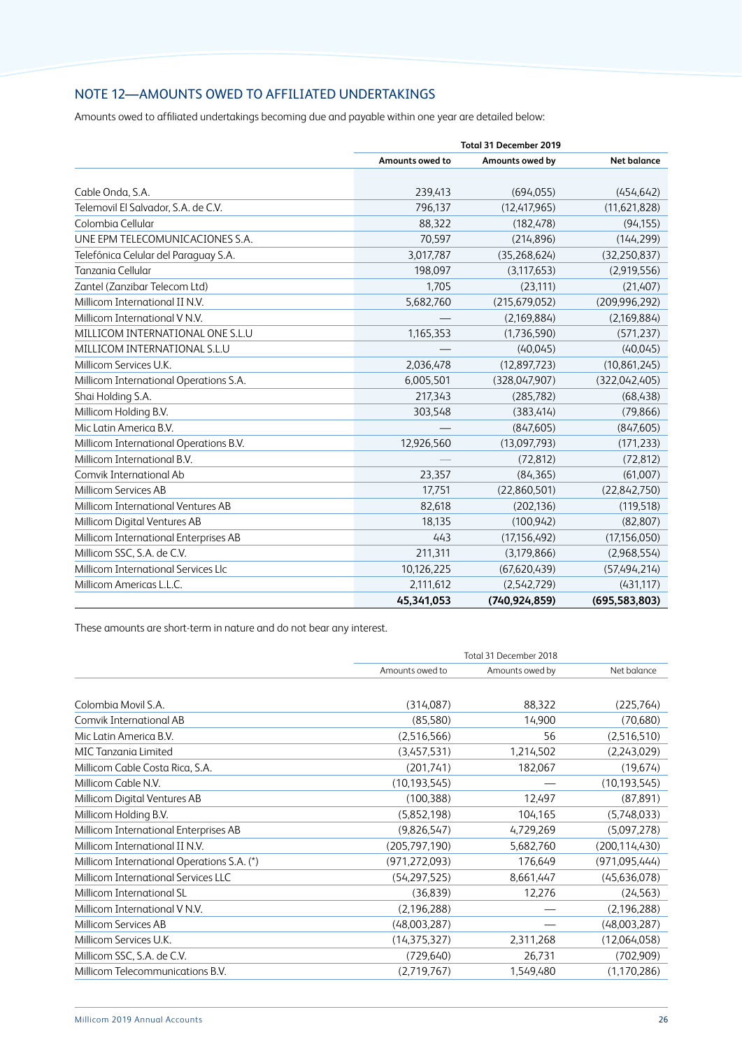## NOTE 12—AMOUNTS OWED TO AFFILIATED UNDERTAKINGS

Amounts owed to affiliated undertakings becoming due and payable within one year are detailed below:

| | Total 31 December 2019 | | |
|---|---|---|---|
| | **Amounts owed to** | **Amounts owed by** | **Net balance** |
| Cable Onda, S.A. | 239,413 | (694,055) | (454,642) |
| Telemovil El Salvador, S.A. de C.V. | 796,137 | (12,417,965) | (11,621,828) |
| Colombia Cellular | 88,322 | (182,478) | (94,155) |
| UNE EPM TELECOMUNICACIONES S.A. | 70,597 | (214,896) | (144,299) |
| Telefónica Celular del Paraguay S.A. | 3,017,787 | (35,268,624) | (32,250,837) |
| Tanzania Cellular | 198,097 | (3,117,653) | (2,919,556) |
| Zantel (Zanzibar Telecom Ltd) | 1,705 | (23,111) | (21,407) |
| Millicom International II N.V. | 5,682,760 | (215,679,052) | (209,996,292) |
| Millicom International V N.V. | — | (2,169,884) | (2,169,884) |
| MILLICOM INTERNATIONAL ONE S.L.U | 1,165,353 | (1,736,590) | (571,237) |
| MILLICOM INTERNATIONAL S.L.U | — | (40,045) | (40,045) |
| Millicom Services U.K. | 2,036,478 | (12,897,723) | (10,861,245) |
| Millicom International Operations S.A. | 6,005,501 | (328,047,907) | (322,042,405) |
| Shai Holding S.A. | 217,343 | (285,782) | (68,438) |
| Millicom Holding B.V. | 303,548 | (383,414) | (79,866) |
| Mic Latin America B.V. | — | (847,605) | (847,605) |
| Millicom International Operations B.V. | 12,926,560 | (13,097,793) | (171,233) |
| Millicom International B.V. | — | (72,812) | (72,812) |
| Comvik International Ab | 23,357 | (84,365) | (61,007) |
| Millicom Services AB | 17,751 | (22,860,501) | (22,842,750) |
| Millicom International Ventures AB | 82,618 | (202,136) | (119,518) |
| Millicom Digital Ventures AB | 18,135 | (100,942) | (82,807) |
| Millicom International Enterprises AB | 443 | (17,156,492) | (17,156,050) |
| Millicom SSC, S.A. de C.V. | 211,311 | (3,179,866) | (2,968,554) |
| Millicom International Services Llc | 10,126,225 | (67,620,439) | (57,494,214) |
| Millicom Americas L.L.C. | 2,111,612 | (2,542,729) | (431,117) |
| | **45,341,053** | **(740,924,859)** | **(695,583,803)** |

These amounts are short-term in nature and do not bear any interest.

| | Total 31 December 2018 | | |
|---|---|---|---|
| | Amounts owed to | Amounts owed by | Net balance |
| Colombia Movil S.A. | (314,087) | 88,322 | (225,764) |
| Comvik International AB | (85,580) | 14,900 | (70,680) |
| Mic Latin America B.V. | (2,516,566) | 56 | (2,516,510) |
| MIC Tanzania Limited | (3,457,531) | 1,214,502 | (2,243,029) |
| Millicom Cable Costa Rica, S.A. | (201,741) | 182,067 | (19,674) |
| Millicom Cable N.V. | (10,193,545) | — | (10,193,545) |
| Millicom Digital Ventures AB | (100,388) | 12,497 | (87,891) |
| Millicom Holding B.V. | (5,852,198) | 104,165 | (5,748,033) |
| Millicom International Enterprises AB | (9,826,547) | 4,729,269 | (5,097,278) |
| Millicom International II N.V. | (205,797,190) | 5,682,760 | (200,114,430) |
| Millicom International Operations S.A. (*) | (971,272,093) | 176,649 | (971,095,444) |
| Millicom International Services LLC | (54,297,525) | 8,661,447 | (45,636,078) |
| Millicom International SL | (36,839) | 12,276 | (24,563) |
| Millicom International V N.V. | (2,196,288) | — | (2,196,288) |
| Millicom Services AB | (48,003,287) | — | (48,003,287) |
| Millicom Services U.K. | (14,375,327) | 2,311,268 | (12,064,058) |
| Millicom SSC, S.A. de C.V. | (729,640) | 26,731 | (702,909) |
| Millicom Telecommunications B.V. | (2,719,767) | 1,549,480 | (1,170,286) |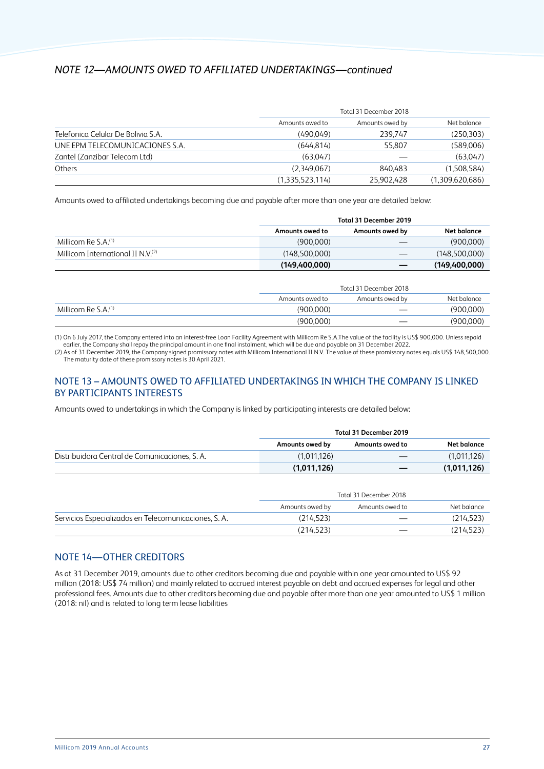*NOTE 12—AMOUNTS OWED TO AFFILIATED UNDERTAKINGS—continued*

| | Total 31 December 2018 | | |
|---|---|---|---|
| | Amounts owed to | Amounts owed by | Net balance |
| Telefonica Celular De Bolivia S.A. | (490,049) | 239,747 | (250,303) |
| UNE EPM TELECOMUNICACIONES S.A. | (644,814) | 55,807 | (589,006) |
| Zantel (Zanzibar Telecom Ltd) | (63,047) | — | (63,047) |
| Others | (2,349,067) | 840,483 | (1,508,584) |
| | (1,335,523,114) | 25,902,428 | (1,309,620,686) |

Amounts owed to affiliated undertakings becoming due and payable after more than one year are detailed below:

| | **Total 31 December 2019** | | |
|---|---|---|---|
| | **Amounts owed to** | **Amounts owed by** | **Net balance** |
| Millicom Re S.A.[1] | (900,000) | — | (900,000) |
| Millicom International II N.V.[2] | (148,500,000) | — | (148,500,000) |
| | **(149,400,000)** | **—** | **(149,400,000)** |

| | Total 31 December 2018 | | |
|---|---|---|---|
| | Amounts owed to | Amounts owed by | Net balance |
| Millicom Re S.A.[1] | (900,000) | — | (900,000) |
| | (900,000) | — | (900,000) |

(1) On 6 July 2017, the Company entered into an interest-free Loan Facility Agreement with Millicom Re S.A.The value of the facility is US$ 900,000. Unless repaid earlier, the Company shall repay the principal amount in one final instalment, which will be due and payable on 31 December 2022.
(2) As of 31 December 2019, the Company signed promissory notes with Millicom International II N.V. The value of these promissory notes equals US$ 148,500,000. The maturity date of these promissory notes is 30 April 2021.

## NOTE 13 – AMOUNTS OWED TO AFFILIATED UNDERTAKINGS IN WHICH THE COMPANY IS LINKED BY PARTICIPANTS INTERESTS

Amounts owed to undertakings in which the Company is linked by participating interests are detailed below:

| | **Total 31 December 2019** | | |
|---|---|---|---|
| | **Amounts owed by** | **Amounts owed to** | **Net balance** |
| Distribuidora Central de Comunicaciones, S. A. | (1,011,126) | — | (1,011,126) |
| | **(1,011,126)** | **—** | **(1,011,126)** |

| | Total 31 December 2018 | | |
|---|---|---|---|
| | Amounts owed by | Amounts owed to | Net balance |
| Servicios Especializados en Telecomunicaciones, S. A. | (214,523) | — | (214,523) |
| | (214,523) | — | (214,523) |

## NOTE 14—OTHER CREDITORS

As at 31 December 2019, amounts due to other creditors becoming due and payable within one year amounted to US$ 92 million (2018: US$ 74 million) and mainly related to accrued interest payable on debt and accrued expenses for legal and other professional fees. Amounts due to other creditors becoming due and payable after more than one year amounted to US$ 1 million (2018: nil) and is related to long term lease liabilities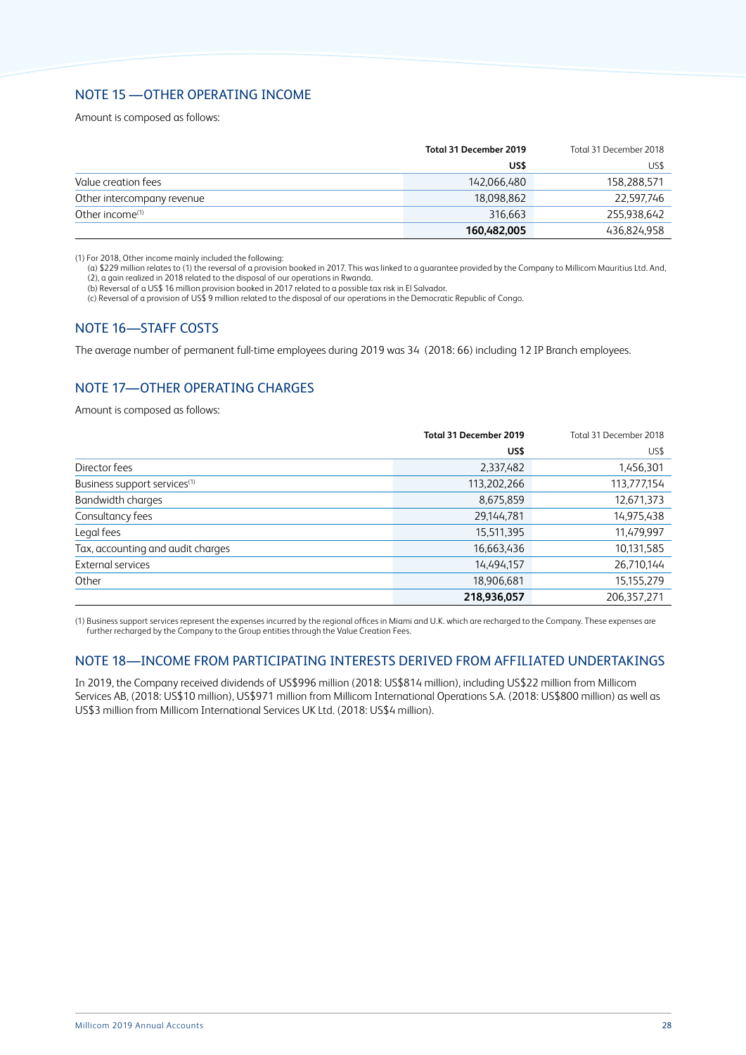## NOTE 15 —OTHER OPERATING INCOME

Amount is composed as follows:

| | **Total 31 December 2019** | Total 31 December 2018 |
|---|---|---|
| | **US$** | US$ |
| Value creation fees | 142,066,480 | 158,288,571 |
| Other intercompany revenue | 18,098,862 | 22,597,746 |
| Other income(1) | 316,663 | 255,938,642 |
| | **160,482,005** | 436,824,958 |

(1) For 2018, Other income mainly included the following:
(a) $229 million relates to (1) the reversal of a provision booked in 2017. This was linked to a guarantee provided by the Company to Millicom Mauritius Ltd. And, (2), a gain realized in 2018 related to the disposal of our operations in Rwanda.
(b) Reversal of a US$ 16 million provision booked in 2017 related to a possible tax risk in El Salvador.
(c) Reversal of a provision of US$ 9 million related to the disposal of our operations in the Democratic Republic of Congo.

## NOTE 16—STAFF COSTS

The average number of permanent full-time employees during 2019 was 34 (2018: 66) including 12 IP Branch employees.

## NOTE 17—OTHER OPERATING CHARGES

Amount is composed as follows:

| | **Total 31 December 2019** | Total 31 December 2018 |
|---|---|---|
| | **US$** | US$ |
| Director fees | 2,337,482 | 1,456,301 |
| Business support services(1) | 113,202,266 | 113,777,154 |
| Bandwidth charges | 8,675,859 | 12,671,373 |
| Consultancy fees | 29,144,781 | 14,975,438 |
| Legal fees | 15,511,395 | 11,479,997 |
| Tax, accounting and audit charges | 16,663,436 | 10,131,585 |
| External services | 14,494,157 | 26,710,144 |
| Other | 18,906,681 | 15,155,279 |
| | **218,936,057** | 206,357,271 |

(1) Business support services represent the expenses incurred by the regional offices in Miami and U.K. which are recharged to the Company. These expenses are further recharged by the Company to the Group entities through the Value Creation Fees.

## NOTE 18—INCOME FROM PARTICIPATING INTERESTS DERIVED FROM AFFILIATED UNDERTAKINGS

In 2019, the Company received dividends of US$996 million (2018: US$814 million), including US$22 million from Millicom Services AB, (2018: US$10 million), US$971 million from Millicom International Operations S.A. (2018: US$800 million) as well as US$3 million from Millicom International Services UK Ltd. (2018: US$4 million).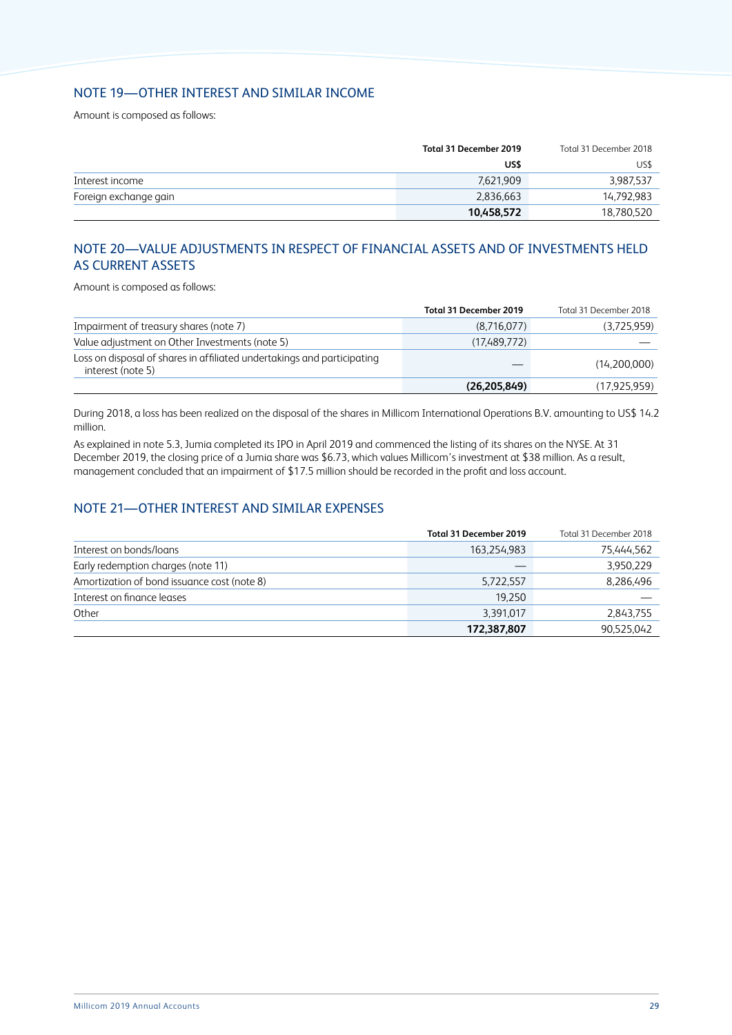## NOTE 19—OTHER INTEREST AND SIMILAR INCOME

Amount is composed as follows:

| | Total 31 December 2019 | Total 31 December 2018 |
|---|---:|---:|
| | **US$** | US$ |
| Interest income | 7,621,909 | 3,987,537 |
| Foreign exchange gain | 2,836,663 | 14,792,983 |
| | **10,458,572** | 18,780,520 |

## NOTE 20—VALUE ADJUSTMENTS IN RESPECT OF FINANCIAL ASSETS AND OF INVESTMENTS HELD AS CURRENT ASSETS

Amount is composed as follows:

| | Total 31 December 2019 | Total 31 December 2018 |
|---|---:|---:|
| Impairment of treasury shares (note 7) | (8,716,077) | (3,725,959) |
| Value adjustment on Other Investments (note 5) | (17,489,772) | — |
| Loss on disposal of shares in affiliated undertakings and participating interest (note 5) | — | (14,200,000) |
| | **(26,205,849)** | (17,925,959) |

During 2018, a loss has been realized on the disposal of the shares in Millicom International Operations B.V. amounting to US$ 14.2 million.

As explained in note 5.3, Jumia completed its IPO in April 2019 and commenced the listing of its shares on the NYSE. At 31 December 2019, the closing price of a Jumia share was $6.73, which values Millicom's investment at $38 million. As a result, management concluded that an impairment of $17.5 million should be recorded in the profit and loss account.

## NOTE 21—OTHER INTEREST AND SIMILAR EXPENSES

| | Total 31 December 2019 | Total 31 December 2018 |
|---|---:|---:|
| Interest on bonds/loans | 163,254,983 | 75,444,562 |
| Early redemption charges (note 11) | — | 3,950,229 |
| Amortization of bond issuance cost (note 8) | 5,722,557 | 8,286,496 |
| Interest on finance leases | 19,250 | — |
| Other | 3,391,017 | 2,843,755 |
| | **172,387,807** | 90,525,042 |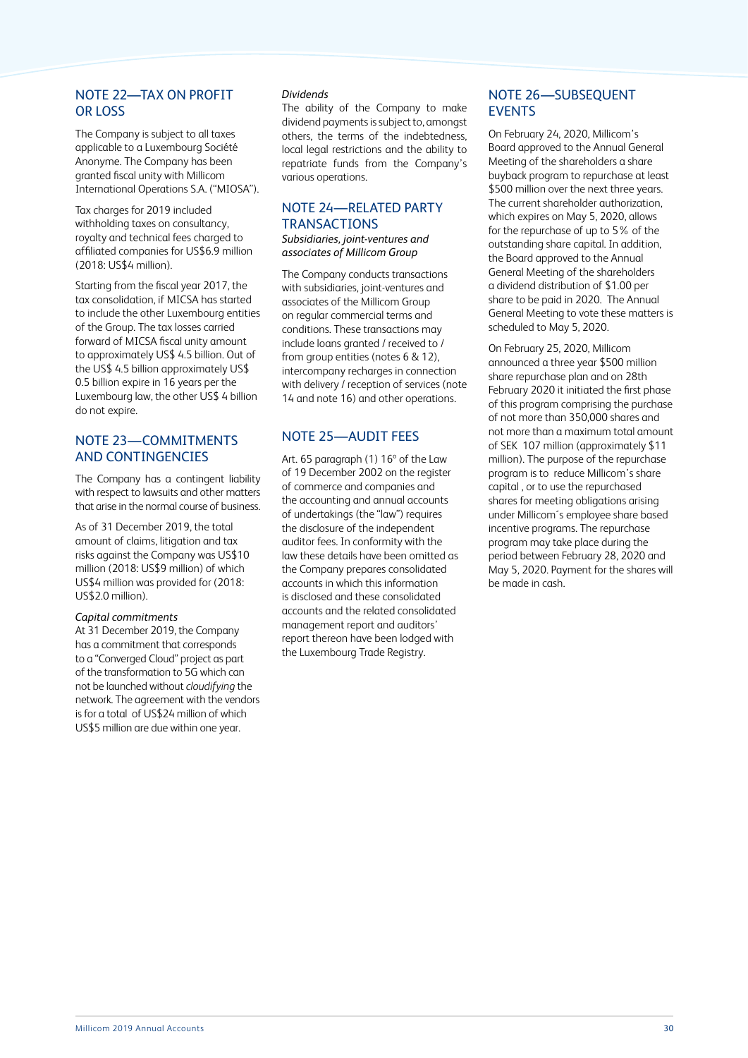## NOTE 22—TAX ON PROFIT OR LOSS

The Company is subject to all taxes applicable to a Luxembourg Société Anonyme. The Company has been granted fiscal unity with Millicom International Operations S.A. ("MIOSA").

Tax charges for 2019 included withholding taxes on consultancy, royalty and technical fees charged to affiliated companies for US$6.9 million (2018: US$4 million).

Starting from the fiscal year 2017, the tax consolidation, if MICSA has started to include the other Luxembourg entities of the Group. The tax losses carried forward of MICSA fiscal unity amount to approximately US$ 4.5 billion. Out of the US$ 4.5 billion approximately US$ 0.5 billion expire in 16 years per the Luxembourg law, the other US$ 4 billion do not expire.

## NOTE 23—COMMITMENTS AND CONTINGENCIES

The Company has a contingent liability with respect to lawsuits and other matters that arise in the normal course of business.

As of 31 December 2019, the total amount of claims, litigation and tax risks against the Company was US$10 million (2018: US$9 million) of which US$4 million was provided for (2018: US$2.0 million).

*Capital commitments*

At 31 December 2019, the Company has a commitment that corresponds to a "Converged Cloud" project as part of the transformation to 5G which can not be launched without *cloudifying* the network. The agreement with the vendors is for a total of US$24 million of which US$5 million are due within one year.

*Dividends*

The ability of the Company to make dividend payments is subject to, amongst others, the terms of the indebtedness, local legal restrictions and the ability to repatriate funds from the Company's various operations.

## NOTE 24—RELATED PARTY TRANSACTIONS

*Subsidiaries, joint-ventures and associates of Millicom Group*

The Company conducts transactions with subsidiaries, joint-ventures and associates of the Millicom Group on regular commercial terms and conditions. These transactions may include loans granted / received to / from group entities (notes 6 & 12), intercompany recharges in connection with delivery / reception of services (note 14 and note 16) and other operations.

## NOTE 25—AUDIT FEES

Art. 65 paragraph (1) 16° of the Law of 19 December 2002 on the register of commerce and companies and the accounting and annual accounts of undertakings (the "law") requires the disclosure of the independent auditor fees. In conformity with the law these details have been omitted as the Company prepares consolidated accounts in which this information is disclosed and these consolidated accounts and the related consolidated management report and auditors' report thereon have been lodged with the Luxembourg Trade Registry.

## NOTE 26—SUBSEQUENT EVENTS

On February 24, 2020, Millicom's Board approved to the Annual General Meeting of the shareholders a share buyback program to repurchase at least $500 million over the next three years. The current shareholder authorization, which expires on May 5, 2020, allows for the repurchase of up to 5% of the outstanding share capital. In addition, the Board approved to the Annual General Meeting of the shareholders a dividend distribution of $1.00 per share to be paid in 2020. The Annual General Meeting to vote these matters is scheduled to May 5, 2020.

On February 25, 2020, Millicom announced a three year $500 million share repurchase plan and on 28th February 2020 it initiated the first phase of this program comprising the purchase of not more than 350,000 shares and not more than a maximum total amount of SEK 107 million (approximately $11 million). The purpose of the repurchase program is to reduce Millicom's share capital , or to use the repurchased shares for meeting obligations arising under Millicom´s employee share based incentive programs. The repurchase program may take place during the period between February 28, 2020 and May 5, 2020. Payment for the shares will be made in cash.